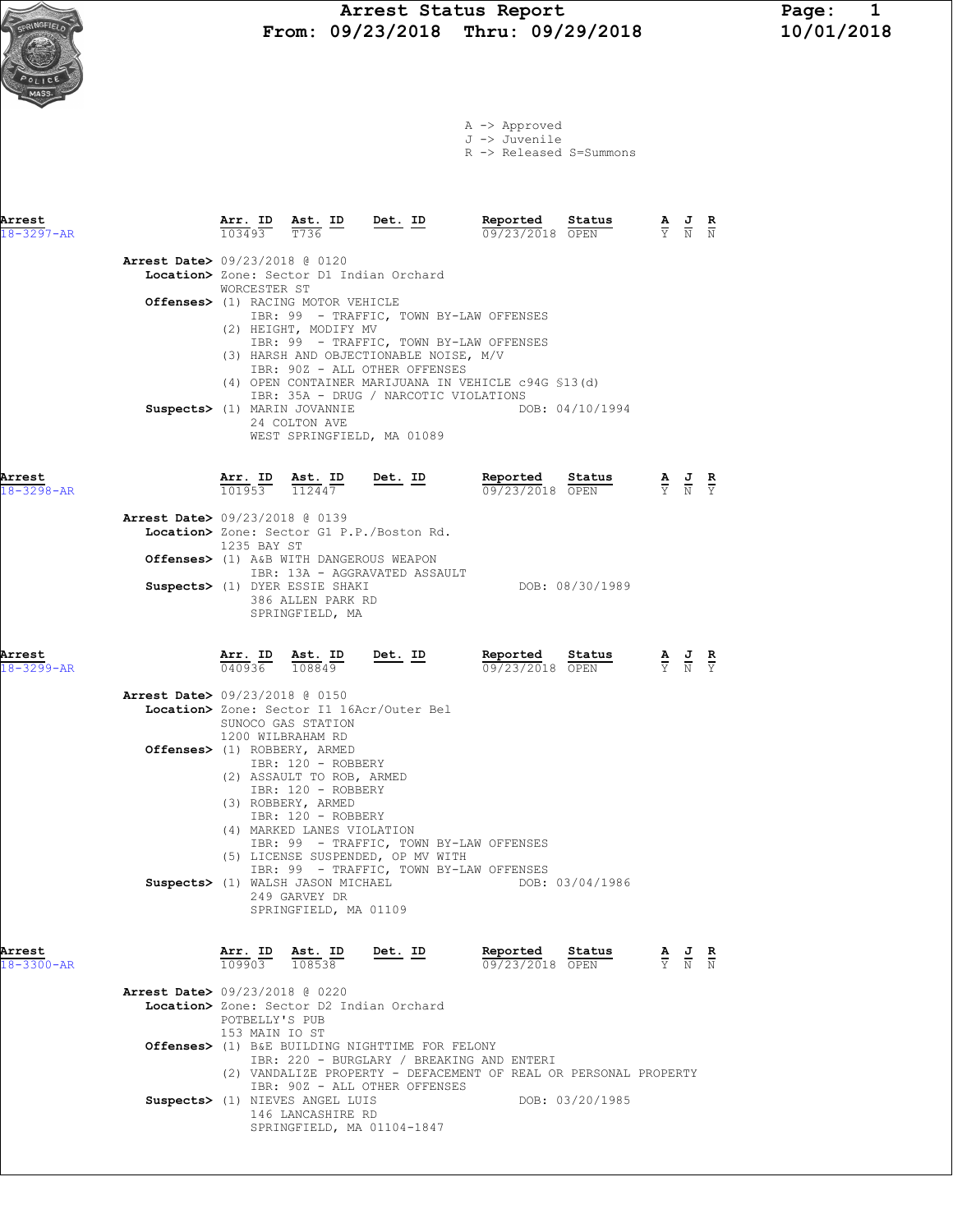# Arrest Status Report

**From: 09/23/2018 Thru: 09/29/2018**

10/01/2018

A -> Approved
J -> Juvenile
R -> Released S=Summons

| Arrest | Arr. ID | Ast. ID | Det. ID | Reported | Status | A | J | R |
|---|---|---|---|---|---|---|---|---|
| 18-3297-AR | 103493 | T736 | | 09/23/2018 | OPEN | Y | N | N |

**Arrest Date>** 09/23/2018 @ 0120
**Location>** Zone: Sector D1 Indian Orchard
WORCESTER ST
**Offenses>** (1) RACING MOTOR VEHICLE
IBR: 99 - TRAFFIC, TOWN BY-LAW OFFENSES
(2) HEIGHT, MODIFY MV
IBR: 99 - TRAFFIC, TOWN BY-LAW OFFENSES
(3) HARSH AND OBJECTIONABLE NOISE, M/V
IBR: 90Z - ALL OTHER OFFENSES
(4) OPEN CONTAINER MARIJUANA IN VEHICLE c94G §13(d)
IBR: 35A - DRUG / NARCOTIC VIOLATIONS
**Suspects>** (1) MARIN JOVANNIE DOB: 04/10/1994
24 COLTON AVE
WEST SPRINGFIELD, MA 01089

| Arrest | Arr. ID | Ast. ID | Det. ID | Reported | Status | A | J | R |
|---|---|---|---|---|---|---|---|---|
| 18-3298-AR | 101953 | 112447 | | 09/23/2018 | OPEN | Y | N | Y |

**Arrest Date>** 09/23/2018 @ 0139
**Location>** Zone: Sector G1 P.P./Boston Rd.
1235 BAY ST
**Offenses>** (1) A&B WITH DANGEROUS WEAPON
IBR: 13A - AGGRAVATED ASSAULT
**Suspects>** (1) DYER ESSIE SHAKI DOB: 08/30/1989
386 ALLEN PARK RD
SPRINGFIELD, MA

| Arrest | Arr. ID | Ast. ID | Det. ID | Reported | Status | A | J | R |
|---|---|---|---|---|---|---|---|---|
| 18-3299-AR | 040936 | 108849 | | 09/23/2018 | OPEN | Y | N | Y |

**Arrest Date>** 09/23/2018 @ 0150
**Location>** Zone: Sector I1 16Acr/Outer Bel
SUNOCO GAS STATION
1200 WILBRAHAM RD
**Offenses>** (1) ROBBERY, ARMED
IBR: 120 - ROBBERY
(2) ASSAULT TO ROB, ARMED
IBR: 120 - ROBBERY
(3) ROBBERY, ARMED
IBR: 120 - ROBBERY
(4) MARKED LANES VIOLATION
IBR: 99 - TRAFFIC, TOWN BY-LAW OFFENSES
(5) LICENSE SUSPENDED, OP MV WITH
IBR: 99 - TRAFFIC, TOWN BY-LAW OFFENSES
**Suspects>** (1) WALSH JASON MICHAEL DOB: 03/04/1986
249 GARVEY DR
SPRINGFIELD, MA 01109

| Arrest | Arr. ID | Ast. ID | Det. ID | Reported | Status | A | J | R |
|---|---|---|---|---|---|---|---|---|
| 18-3300-AR | 109903 | 108538 | | 09/23/2018 | OPEN | Y | N | N |

**Arrest Date>** 09/23/2018 @ 0220
**Location>** Zone: Sector D2 Indian Orchard
POTBELLY'S PUB
153 MAIN IO ST
**Offenses>** (1) B&E BUILDING NIGHTTIME FOR FELONY
IBR: 220 - BURGLARY / BREAKING AND ENTERI
(2) VANDALIZE PROPERTY - DEFACEMENT OF REAL OR PERSONAL PROPERTY
IBR: 90Z - ALL OTHER OFFENSES
**Suspects>** (1) NIEVES ANGEL LUIS DOB: 03/20/1985
146 LANCASHIRE RD
SPRINGFIELD, MA 01104-1847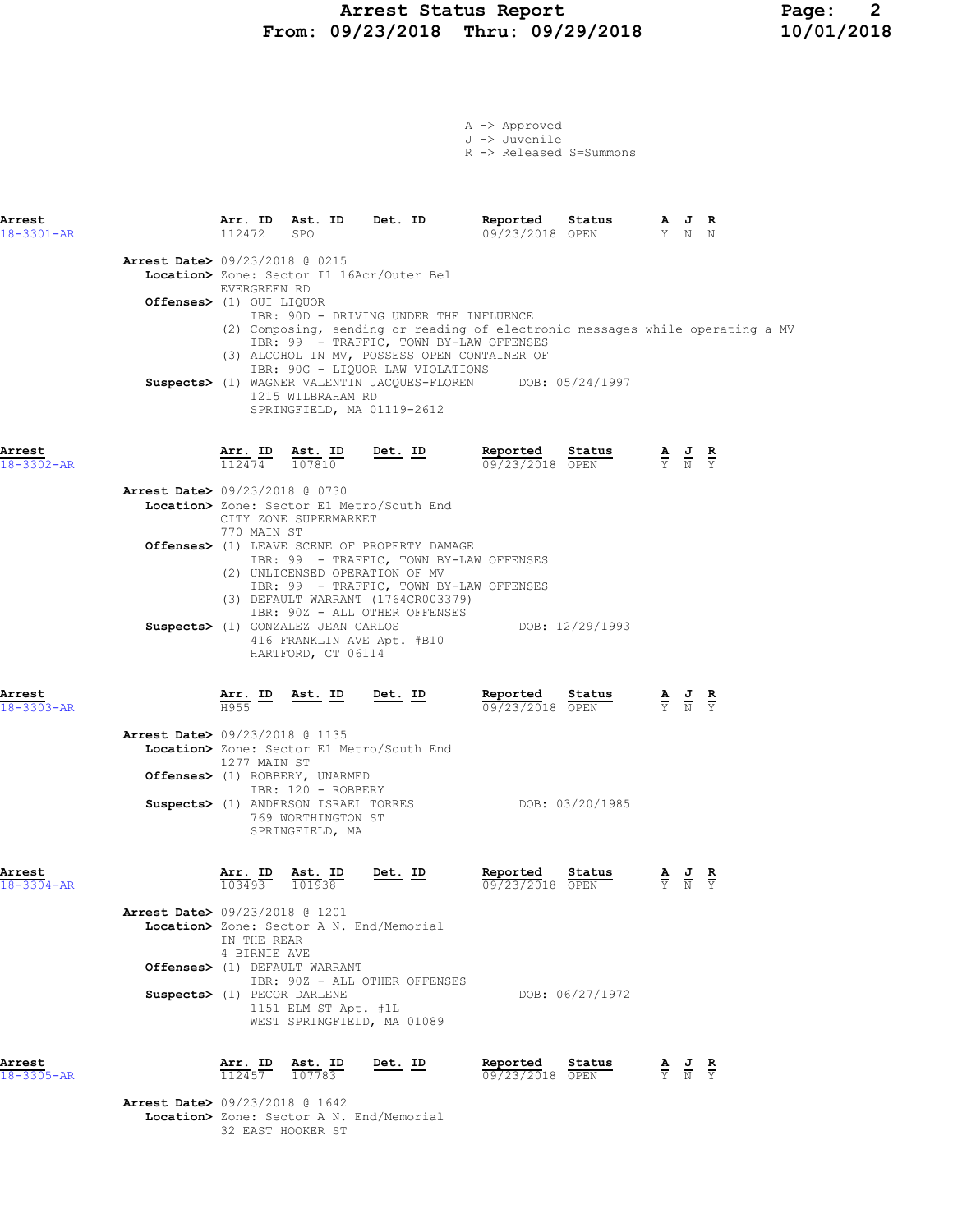# Arrest Status Report
## From: 09/23/2018 Thru: 09/29/2018

A -> Approved
J -> Juvenile
R -> Released S=Summons

---

**Arrest** 18-3301-AR

| Arr. ID | Ast. ID | Det. ID | Reported | Status | A | J | R |
|---|---|---|---|---|---|---|---|
| 112472 | SPO | | 09/23/2018 | OPEN | Y | N | N |

**Arrest Date>** 09/23/2018 @ 0215
**Location>** Zone: Sector I1 16Acr/Outer Bel
EVERGREEN RD
**Offenses>** (1) OUI LIQUOR
IBR: 90D - DRIVING UNDER THE INFLUENCE
(2) Composing, sending or reading of electronic messages while operating a MV
IBR: 99 - TRAFFIC, TOWN BY-LAW OFFENSES
(3) ALCOHOL IN MV, POSSESS OPEN CONTAINER OF
IBR: 90G - LIQUOR LAW VIOLATIONS
**Suspects>** (1) WAGNER VALENTIN JACQUES-FLOREN DOB: 05/24/1997
1215 WILBRAHAM RD
SPRINGFIELD, MA 01119-2612

---

**Arrest** 18-3302-AR

| Arr. ID | Ast. ID | Det. ID | Reported | Status | A | J | R |
|---|---|---|---|---|---|---|---|
| 112474 | 107810 | | 09/23/2018 | OPEN | Y | N | Y |

**Arrest Date>** 09/23/2018 @ 0730
**Location>** Zone: Sector E1 Metro/South End
CITY ZONE SUPERMARKET
770 MAIN ST
**Offenses>** (1) LEAVE SCENE OF PROPERTY DAMAGE
IBR: 99 - TRAFFIC, TOWN BY-LAW OFFENSES
(2) UNLICENSED OPERATION OF MV
IBR: 99 - TRAFFIC, TOWN BY-LAW OFFENSES
(3) DEFAULT WARRANT (1764CR003379)
IBR: 90Z - ALL OTHER OFFENSES
**Suspects>** (1) GONZALEZ JEAN CARLOS DOB: 12/29/1993
416 FRANKLIN AVE Apt. #B10
HARTFORD, CT 06114

---

**Arrest** 18-3303-AR

| Arr. ID | Ast. ID | Det. ID | Reported | Status | A | J | R |
|---|---|---|---|---|---|---|---|
| H955 | | | 09/23/2018 | OPEN | Y | N | Y |

**Arrest Date>** 09/23/2018 @ 1135
**Location>** Zone: Sector E1 Metro/South End
1277 MAIN ST
**Offenses>** (1) ROBBERY, UNARMED
IBR: 120 - ROBBERY
**Suspects>** (1) ANDERSON ISRAEL TORRES DOB: 03/20/1985
769 WORTHINGTON ST
SPRINGFIELD, MA

---

**Arrest** 18-3304-AR

| Arr. ID | Ast. ID | Det. ID | Reported | Status | A | J | R |
|---|---|---|---|---|---|---|---|
| 103493 | 101938 | | 09/23/2018 | OPEN | Y | N | Y |

**Arrest Date>** 09/23/2018 @ 1201
**Location>** Zone: Sector A N. End/Memorial
IN THE REAR
4 BIRNIE AVE
**Offenses>** (1) DEFAULT WARRANT
IBR: 90Z - ALL OTHER OFFENSES
**Suspects>** (1) PECOR DARLENE DOB: 06/27/1972
1151 ELM ST Apt. #1L
WEST SPRINGFIELD, MA 01089

---

**Arrest** 18-3305-AR

| Arr. ID | Ast. ID | Det. ID | Reported | Status | A | J | R |
|---|---|---|---|---|---|---|---|
| 112457 | 107783 | | 09/23/2018 | OPEN | Y | N | Y |

**Arrest Date>** 09/23/2018 @ 1642
**Location>** Zone: Sector A N. End/Memorial
32 EAST HOOKER ST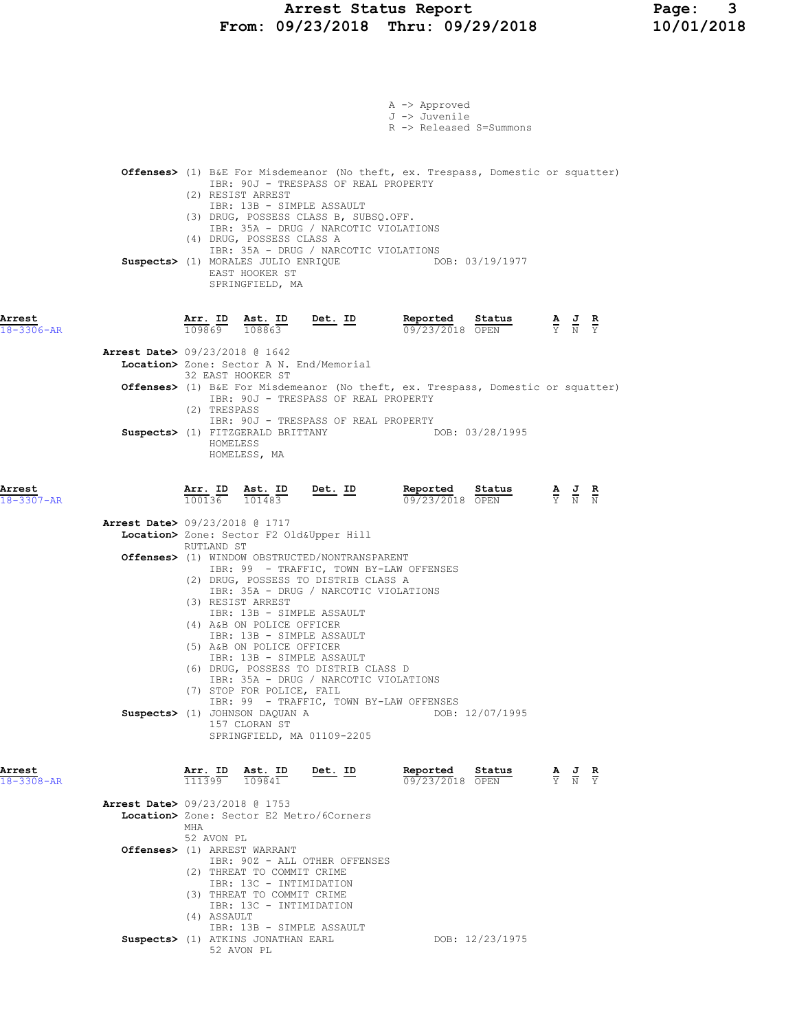A -> Approved
J -> Juvenile
R -> Released S=Summons

**Offenses>** (1) B&E For Misdemeanor (No theft, ex. Trespass, Domestic or squatter)
IBR: 90J - TRESPASS OF REAL PROPERTY
(2) RESIST ARREST
IBR: 13B - SIMPLE ASSAULT
(3) DRUG, POSSESS CLASS B, SUBSQ.OFF.
IBR: 35A - DRUG / NARCOTIC VIOLATIONS
(4) DRUG, POSSESS CLASS A
IBR: 35A - DRUG / NARCOTIC VIOLATIONS

**Suspects>** (1) MORALES JULIO ENRIQUE — DOB: 03/19/1977
EAST HOOKER ST
SPRINGFIELD, MA

---

**Arrest** 18-3306-AR

| Arr. ID | Ast. ID | Det. ID | Reported | Status | A | J | R |
|---|---|---|---|---|---|---|---|
| 109869 | 108863 | | 09/23/2018 | OPEN | Y | N | Y |

**Arrest Date>** 09/23/2018 @ 1642
**Location>** Zone: Sector A N. End/Memorial
32 EAST HOOKER ST
**Offenses>** (1) B&E For Misdemeanor (No theft, ex. Trespass, Domestic or squatter)
IBR: 90J - TRESPASS OF REAL PROPERTY
(2) TRESPASS
IBR: 90J - TRESPASS OF REAL PROPERTY
**Suspects>** (1) FITZGERALD BRITTANY — DOB: 03/28/1995
HOMELESS
HOMELESS, MA

---

**Arrest** 18-3307-AR

| Arr. ID | Ast. ID | Det. ID | Reported | Status | A | J | R |
|---|---|---|---|---|---|---|---|
| 100136 | 101483 | | 09/23/2018 | OPEN | Y | N | N |

**Arrest Date>** 09/23/2018 @ 1717
**Location>** Zone: Sector F2 Old&Upper Hill
RUTLAND ST
**Offenses>** (1) WINDOW OBSTRUCTED/NONTRANSPARENT
IBR: 99 - TRAFFIC, TOWN BY-LAW OFFENSES
(2) DRUG, POSSESS TO DISTRIB CLASS A
IBR: 35A - DRUG / NARCOTIC VIOLATIONS
(3) RESIST ARREST
IBR: 13B - SIMPLE ASSAULT
(4) A&B ON POLICE OFFICER
IBR: 13B - SIMPLE ASSAULT
(5) A&B ON POLICE OFFICER
IBR: 13B - SIMPLE ASSAULT
(6) DRUG, POSSESS TO DISTRIB CLASS D
IBR: 35A - DRUG / NARCOTIC VIOLATIONS
(7) STOP FOR POLICE, FAIL
IBR: 99 - TRAFFIC, TOWN BY-LAW OFFENSES
**Suspects>** (1) JOHNSON DAQUAN A — DOB: 12/07/1995
157 CLORAN ST
SPRINGFIELD, MA 01109-2205

---

**Arrest** 18-3308-AR

| Arr. ID | Ast. ID | Det. ID | Reported | Status | A | J | R |
|---|---|---|---|---|---|---|---|
| 111399 | 109841 | | 09/23/2018 | OPEN | Y | N | Y |

**Arrest Date>** 09/23/2018 @ 1753
**Location>** Zone: Sector E2 Metro/6Corners
MHA
52 AVON PL
**Offenses>** (1) ARREST WARRANT
IBR: 90Z - ALL OTHER OFFENSES
(2) THREAT TO COMMIT CRIME
IBR: 13C - INTIMIDATION
(3) THREAT TO COMMIT CRIME
IBR: 13C - INTIMIDATION
(4) ASSAULT
IBR: 13B - SIMPLE ASSAULT
**Suspects>** (1) ATKINS JONATHAN EARL — DOB: 12/23/1975
52 AVON PL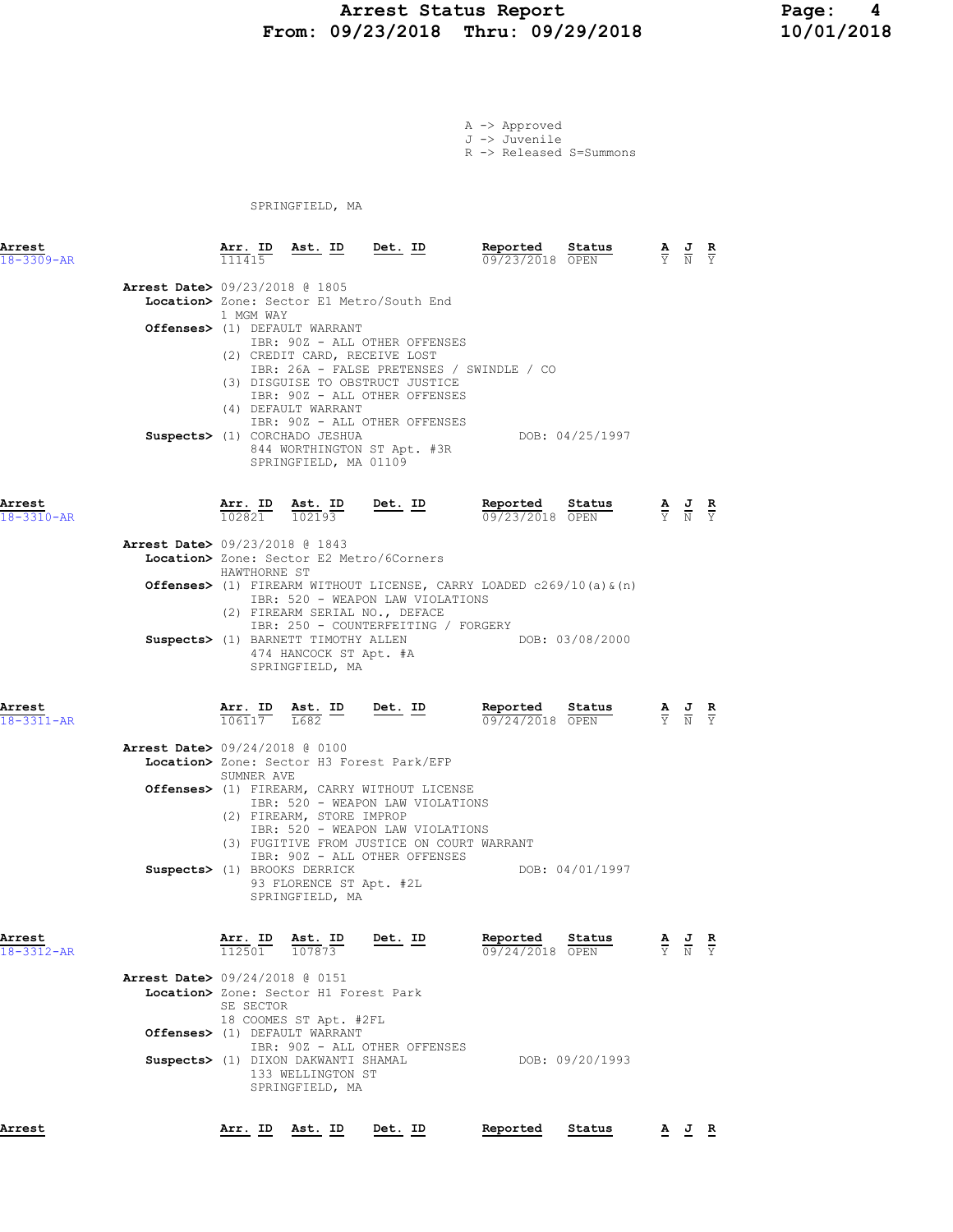# Arrest Status Report
## From: 09/23/2018 Thru: 09/29/2018

A -> Approved
J -> Juvenile
R -> Released S=Summons

SPRINGFIELD, MA

| Arrest | Arr. ID | Ast. ID | Det. ID | Reported | Status | A | J | R |
|---|---|---|---|---|---|---|---|---|
| 18-3309-AR | 111415 | | | 09/23/2018 | OPEN | Y | N | Y |

**Arrest Date>** 09/23/2018 @ 1805
**Location>** Zone: Sector E1 Metro/South End
1 MGM WAY
**Offenses>** (1) DEFAULT WARRANT
IBR: 90Z - ALL OTHER OFFENSES
(2) CREDIT CARD, RECEIVE LOST
IBR: 26A - FALSE PRETENSES / SWINDLE / CO
(3) DISGUISE TO OBSTRUCT JUSTICE
IBR: 90Z - ALL OTHER OFFENSES
(4) DEFAULT WARRANT
IBR: 90Z - ALL OTHER OFFENSES
**Suspects>** (1) CORCHADO JESHUA DOB: 04/25/1997
844 WORTHINGTON ST Apt. #3R
SPRINGFIELD, MA 01109

| Arrest | Arr. ID | Ast. ID | Det. ID | Reported | Status | A | J | R |
|---|---|---|---|---|---|---|---|---|
| 18-3310-AR | 102821 | 102193 | | 09/23/2018 | OPEN | Y | N | Y |

**Arrest Date>** 09/23/2018 @ 1843
**Location>** Zone: Sector E2 Metro/6Corners
HAWTHORNE ST
**Offenses>** (1) FIREARM WITHOUT LICENSE, CARRY LOADED c269/10(a)&(n)
IBR: 520 - WEAPON LAW VIOLATIONS
(2) FIREARM SERIAL NO., DEFACE
IBR: 250 - COUNTERFEITING / FORGERY
**Suspects>** (1) BARNETT TIMOTHY ALLEN DOB: 03/08/2000
474 HANCOCK ST Apt. #A
SPRINGFIELD, MA

| Arrest | Arr. ID | Ast. ID | Det. ID | Reported | Status | A | J | R |
|---|---|---|---|---|---|---|---|---|
| 18-3311-AR | 106117 | L682 | | 09/24/2018 | OPEN | Y | N | Y |

**Arrest Date>** 09/24/2018 @ 0100
**Location>** Zone: Sector H3 Forest Park/EFP
SUMNER AVE
**Offenses>** (1) FIREARM, CARRY WITHOUT LICENSE
IBR: 520 - WEAPON LAW VIOLATIONS
(2) FIREARM, STORE IMPROP
IBR: 520 - WEAPON LAW VIOLATIONS
(3) FUGITIVE FROM JUSTICE ON COURT WARRANT
IBR: 90Z - ALL OTHER OFFENSES
**Suspects>** (1) BROOKS DERRICK DOB: 04/01/1997
93 FLORENCE ST Apt. #2L
SPRINGFIELD, MA

| Arrest | Arr. ID | Ast. ID | Det. ID | Reported | Status | A | J | R |
|---|---|---|---|---|---|---|---|---|
| 18-3312-AR | 112501 | 107873 | | 09/24/2018 | OPEN | Y | N | Y |

**Arrest Date>** 09/24/2018 @ 0151
**Location>** Zone: Sector H1 Forest Park
SE SECTOR
18 COOMES ST Apt. #2FL
**Offenses>** (1) DEFAULT WARRANT
IBR: 90Z - ALL OTHER OFFENSES
**Suspects>** (1) DIXON DAKWANTI SHAMAL DOB: 09/20/1993
133 WELLINGTON ST
SPRINGFIELD, MA

| Arrest | Arr. ID | Ast. ID | Det. ID | Reported | Status | A | J | R |
|---|---|---|---|---|---|---|---|---|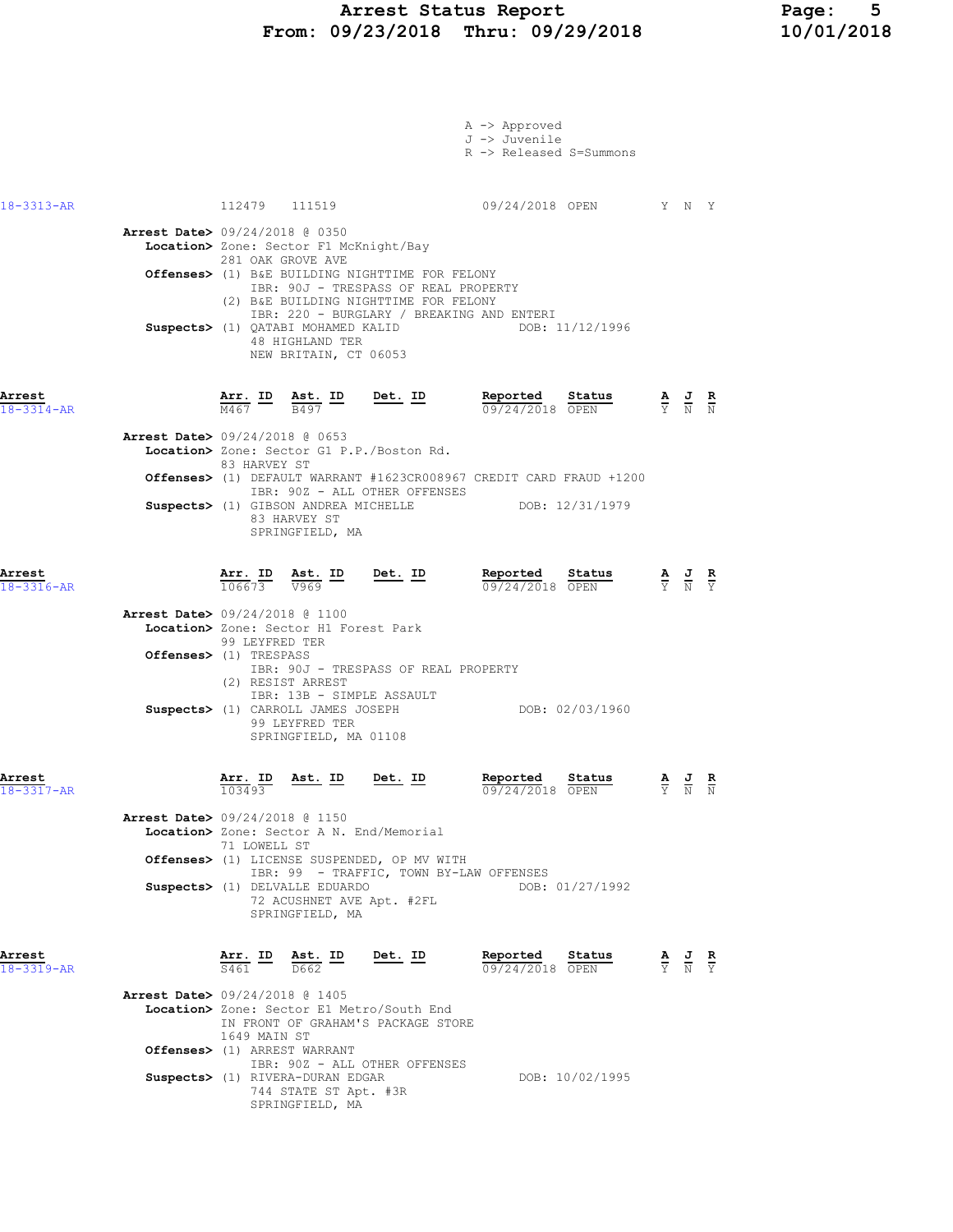A -> Approved
J -> Juvenile
R -> Released S=Summons

18-3313-AR | 112479 | 111519 | | 09/24/2018 OPEN | Y N Y

**Arrest Date>** 09/24/2018 @ 0350
**Location>** Zone: Sector F1 McKnight/Bay
281 OAK GROVE AVE
**Offenses>** (1) B&E BUILDING NIGHTTIME FOR FELONY
IBR: 90J - TRESPASS OF REAL PROPERTY
(2) B&E BUILDING NIGHTTIME FOR FELONY
IBR: 220 - BURGLARY / BREAKING AND ENTERI
**Suspects>** (1) QATABI MOHAMED KALID DOB: 11/12/1996
48 HIGHLAND TER
NEW BRITAIN, CT 06053

| Arrest | Arr. ID | Ast. ID | Det. ID | Reported | Status | A | J | R |
|---|---|---|---|---|---|---|---|---|
| 18-3314-AR | M467 | B497 | | 09/24/2018 | OPEN | Y | N | N |

**Arrest Date>** 09/24/2018 @ 0653
**Location>** Zone: Sector G1 P.P./Boston Rd.
83 HARVEY ST
**Offenses>** (1) DEFAULT WARRANT #1623CR008967 CREDIT CARD FRAUD +1200
IBR: 90Z - ALL OTHER OFFENSES
**Suspects>** (1) GIBSON ANDREA MICHELLE DOB: 12/31/1979
83 HARVEY ST
SPRINGFIELD, MA

| Arrest | Arr. ID | Ast. ID | Det. ID | Reported | Status | A | J | R |
|---|---|---|---|---|---|---|---|---|
| 18-3316-AR | 106673 | V969 | | 09/24/2018 | OPEN | Y | N | Y |

**Arrest Date>** 09/24/2018 @ 1100
**Location>** Zone: Sector H1 Forest Park
99 LEYFRED TER
**Offenses>** (1) TRESPASS
IBR: 90J - TRESPASS OF REAL PROPERTY
(2) RESIST ARREST
IBR: 13B - SIMPLE ASSAULT
**Suspects>** (1) CARROLL JAMES JOSEPH DOB: 02/03/1960
99 LEYFRED TER
SPRINGFIELD, MA 01108

| Arrest | Arr. ID | Ast. ID | Det. ID | Reported | Status | A | J | R |
|---|---|---|---|---|---|---|---|---|
| 18-3317-AR | 103493 | | | 09/24/2018 | OPEN | Y | N | N |

**Arrest Date>** 09/24/2018 @ 1150
**Location>** Zone: Sector A N. End/Memorial
71 LOWELL ST
**Offenses>** (1) LICENSE SUSPENDED, OP MV WITH
IBR: 99 - TRAFFIC, TOWN BY-LAW OFFENSES
**Suspects>** (1) DELVALLE EDUARDO DOB: 01/27/1992
72 ACUSHNET AVE Apt. #2FL
SPRINGFIELD, MA

| Arrest | Arr. ID | Ast. ID | Det. ID | Reported | Status | A | J | R |
|---|---|---|---|---|---|---|---|---|
| 18-3319-AR | S461 | D662 | | 09/24/2018 | OPEN | Y | N | Y |

**Arrest Date>** 09/24/2018 @ 1405
**Location>** Zone: Sector E1 Metro/South End
IN FRONT OF GRAHAM'S PACKAGE STORE
1649 MAIN ST
**Offenses>** (1) ARREST WARRANT
IBR: 90Z - ALL OTHER OFFENSES
**Suspects>** (1) RIVERA-DURAN EDGAR DOB: 10/02/1995
744 STATE ST Apt. #3R
SPRINGFIELD, MA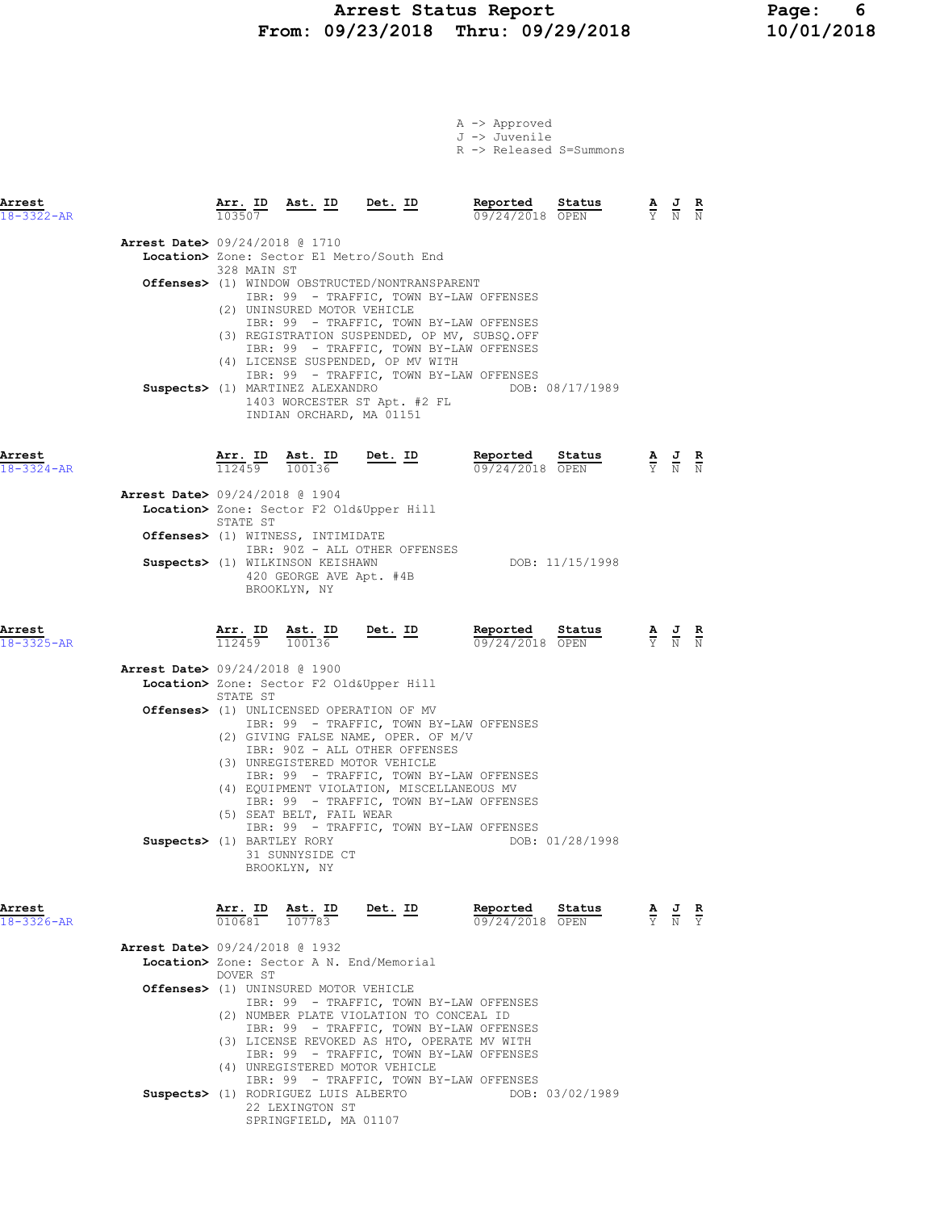A -> Approved
J -> Juvenile
R -> Released S=Summons

| Arrest | Arr. ID | Ast. ID | Det. ID | Reported | Status | A | J | R |
|---|---|---|---|---|---|---|---|---|
| 18-3322-AR | 103507 | | | 09/24/2018 | OPEN | Y | N | N |

**Arrest Date>** 09/24/2018 @ 1710
**Location>** Zone: Sector E1 Metro/South End
328 MAIN ST
**Offenses>** (1) WINDOW OBSTRUCTED/NONTRANSPARENT
IBR: 99 - TRAFFIC, TOWN BY-LAW OFFENSES
(2) UNINSURED MOTOR VEHICLE
IBR: 99 - TRAFFIC, TOWN BY-LAW OFFENSES
(3) REGISTRATION SUSPENDED, OP MV, SUBSQ.OFF
IBR: 99 - TRAFFIC, TOWN BY-LAW OFFENSES
(4) LICENSE SUSPENDED, OP MV WITH
IBR: 99 - TRAFFIC, TOWN BY-LAW OFFENSES
**Suspects>** (1) MARTINEZ ALEXANDRO DOB: 08/17/1989
1403 WORCESTER ST Apt. #2 FL
INDIAN ORCHARD, MA 01151

| Arrest | Arr. ID | Ast. ID | Det. ID | Reported | Status | A | J | R |
|---|---|---|---|---|---|---|---|---|
| 18-3324-AR | 112459 | 100136 | | 09/24/2018 | OPEN | Y | N | N |

**Arrest Date>** 09/24/2018 @ 1904
**Location>** Zone: Sector F2 Old&Upper Hill
STATE ST
**Offenses>** (1) WITNESS, INTIMIDATE
IBR: 90Z - ALL OTHER OFFENSES
**Suspects>** (1) WILKINSON KEISHAWN DOB: 11/15/1998
420 GEORGE AVE Apt. #4B
BROOKLYN, NY

| Arrest | Arr. ID | Ast. ID | Det. ID | Reported | Status | A | J | R |
|---|---|---|---|---|---|---|---|---|
| 18-3325-AR | 112459 | 100136 | | 09/24/2018 | OPEN | Y | N | N |

**Arrest Date>** 09/24/2018 @ 1900
**Location>** Zone: Sector F2 Old&Upper Hill
STATE ST
**Offenses>** (1) UNLICENSED OPERATION OF MV
IBR: 99 - TRAFFIC, TOWN BY-LAW OFFENSES
(2) GIVING FALSE NAME, OPER. OF M/V
IBR: 90Z - ALL OTHER OFFENSES
(3) UNREGISTERED MOTOR VEHICLE
IBR: 99 - TRAFFIC, TOWN BY-LAW OFFENSES
(4) EQUIPMENT VIOLATION, MISCELLANEOUS MV
IBR: 99 - TRAFFIC, TOWN BY-LAW OFFENSES
(5) SEAT BELT, FAIL WEAR
IBR: 99 - TRAFFIC, TOWN BY-LAW OFFENSES
**Suspects>** (1) BARTLEY RORY DOB: 01/28/1998
31 SUNNYSIDE CT
BROOKLYN, NY

| Arrest | Arr. ID | Ast. ID | Det. ID | Reported | Status | A | J | R |
|---|---|---|---|---|---|---|---|---|
| 18-3326-AR | 010681 | 107783 | | 09/24/2018 | OPEN | Y | N | Y |

**Arrest Date>** 09/24/2018 @ 1932
**Location>** Zone: Sector A N. End/Memorial
DOVER ST
**Offenses>** (1) UNINSURED MOTOR VEHICLE
IBR: 99 - TRAFFIC, TOWN BY-LAW OFFENSES
(2) NUMBER PLATE VIOLATION TO CONCEAL ID
IBR: 99 - TRAFFIC, TOWN BY-LAW OFFENSES
(3) LICENSE REVOKED AS HTO, OPERATE MV WITH
IBR: 99 - TRAFFIC, TOWN BY-LAW OFFENSES
(4) UNREGISTERED MOTOR VEHICLE
IBR: 99 - TRAFFIC, TOWN BY-LAW OFFENSES
**Suspects>** (1) RODRIGUEZ LUIS ALBERTO DOB: 03/02/1989
22 LEXINGTON ST
SPRINGFIELD, MA 01107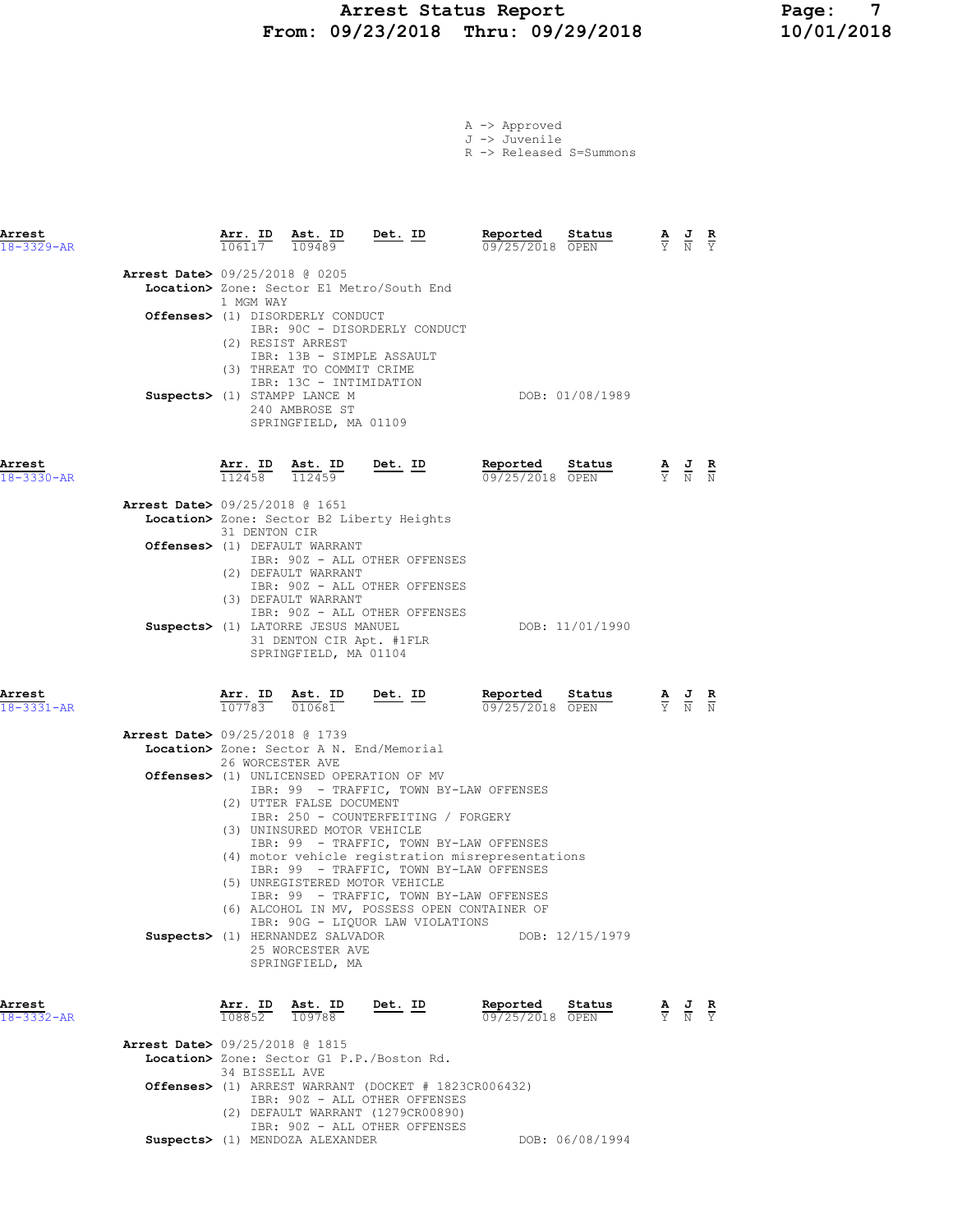# Arrest Status Report
## From: 09/23/2018 Thru: 09/29/2018

A -> Approved
J -> Juvenile
R -> Released S=Summons

---

**Arrest** 18-3329-AR

| Arr. ID | Ast. ID | Det. ID | Reported | Status | A | J | R |
|---|---|---|---|---|---|---|---|
| 106117 | 109489 | | 09/25/2018 | OPEN | Y | N | Y |

**Arrest Date>** 09/25/2018 @ 0205
**Location>** Zone: Sector E1 Metro/South End
1 MGM WAY
**Offenses>** (1) DISORDERLY CONDUCT
IBR: 90C - DISORDERLY CONDUCT
(2) RESIST ARREST
IBR: 13B - SIMPLE ASSAULT
(3) THREAT TO COMMIT CRIME
IBR: 13C - INTIMIDATION
**Suspects>** (1) STAMPP LANCE M DOB: 01/08/1989
240 AMBROSE ST
SPRINGFIELD, MA 01109

---

**Arrest** 18-3330-AR

| Arr. ID | Ast. ID | Det. ID | Reported | Status | A | J | R |
|---|---|---|---|---|---|---|---|
| 112458 | 112459 | | 09/25/2018 | OPEN | Y | N | N |

**Arrest Date>** 09/25/2018 @ 1651
**Location>** Zone: Sector B2 Liberty Heights
31 DENTON CIR
**Offenses>** (1) DEFAULT WARRANT
IBR: 90Z - ALL OTHER OFFENSES
(2) DEFAULT WARRANT
IBR: 90Z - ALL OTHER OFFENSES
(3) DEFAULT WARRANT
IBR: 90Z - ALL OTHER OFFENSES
**Suspects>** (1) LATORRE JESUS MANUEL DOB: 11/01/1990
31 DENTON CIR Apt. #1FLR
SPRINGFIELD, MA 01104

---

**Arrest** 18-3331-AR

| Arr. ID | Ast. ID | Det. ID | Reported | Status | A | J | R |
|---|---|---|---|---|---|---|---|
| 107783 | 010681 | | 09/25/2018 | OPEN | Y | N | N |

**Arrest Date>** 09/25/2018 @ 1739
**Location>** Zone: Sector A N. End/Memorial
26 WORCESTER AVE
**Offenses>** (1) UNLICENSED OPERATION OF MV
IBR: 99 - TRAFFIC, TOWN BY-LAW OFFENSES
(2) UTTER FALSE DOCUMENT
IBR: 250 - COUNTERFEITING / FORGERY
(3) UNINSURED MOTOR VEHICLE
IBR: 99 - TRAFFIC, TOWN BY-LAW OFFENSES
(4) motor vehicle registration misrepresentations
IBR: 99 - TRAFFIC, TOWN BY-LAW OFFENSES
(5) UNREGISTERED MOTOR VEHICLE
IBR: 99 - TRAFFIC, TOWN BY-LAW OFFENSES
(6) ALCOHOL IN MV, POSSESS OPEN CONTAINER OF
IBR: 90G - LIQUOR LAW VIOLATIONS
**Suspects>** (1) HERNANDEZ SALVADOR DOB: 12/15/1979
25 WORCESTER AVE
SPRINGFIELD, MA

---

**Arrest** 18-3332-AR

| Arr. ID | Ast. ID | Det. ID | Reported | Status | A | J | R |
|---|---|---|---|---|---|---|---|
| 108852 | 109788 | | 09/25/2018 | OPEN | Y | N | Y |

**Arrest Date>** 09/25/2018 @ 1815
**Location>** Zone: Sector G1 P.P./Boston Rd.
34 BISSELL AVE
**Offenses>** (1) ARREST WARRANT (DOCKET # 1823CR006432)
IBR: 90Z - ALL OTHER OFFENSES
(2) DEFAULT WARRANT (1279CR00890)
IBR: 90Z - ALL OTHER OFFENSES
**Suspects>** (1) MENDOZA ALEXANDER DOB: 06/08/1994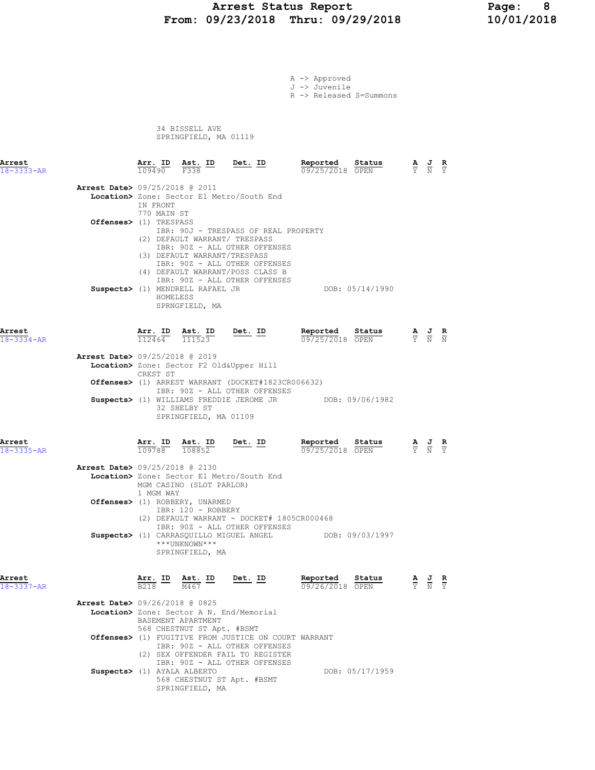A -> Approved
J -> Juvenile
R -> Released S=Summons

34 BISSELL AVE
SPRINGFIELD, MA 01119

| Arrest | Arr. ID | Ast. ID | Det. ID | Reported | Status | A | J | R |
|---|---|---|---|---|---|---|---|---|
| 18-3333-AR | 109490 | F338 | | 09/25/2018 | OPEN | Y | N | Y |

**Arrest Date>** 09/25/2018 @ 2011
**Location>** Zone: Sector E1 Metro/South End
IN FRONT
770 MAIN ST
**Offenses>** (1) TRESPASS
IBR: 90J - TRESPASS OF REAL PROPERTY
(2) DEFAULT WARRANT/ TRESPASS
IBR: 90Z - ALL OTHER OFFENSES
(3) DEFAULT WARRANT/TRESPASS
IBR: 90Z - ALL OTHER OFFENSES
(4) DEFAULT WARRANT/POSS CLASS B
IBR: 90Z - ALL OTHER OFFENSES
**Suspects>** (1) MENDRELL RAFAEL JR DOB: 05/14/1990
HOMELESS
SPRNGFIELD, MA

| Arrest | Arr. ID | Ast. ID | Det. ID | Reported | Status | A | J | R |
|---|---|---|---|---|---|---|---|---|
| 18-3334-AR | 112464 | 111523 | | 09/25/2018 | OPEN | Y | N | N |

**Arrest Date>** 09/25/2018 @ 2019
**Location>** Zone: Sector F2 Old&Upper Hill
CREST ST
**Offenses>** (1) ARREST WARRANT (DOCKET#1823CR006632)
IBR: 90Z - ALL OTHER OFFENSES
**Suspects>** (1) WILLIAMS FREDDIE JEROME JR DOB: 09/06/1982
32 SHELBY ST
SPRINGFIELD, MA 01109

| Arrest | Arr. ID | Ast. ID | Det. ID | Reported | Status | A | J | R |
|---|---|---|---|---|---|---|---|---|
| 18-3335-AR | 109788 | 108852 | | 09/25/2018 | OPEN | Y | N | Y |

**Arrest Date>** 09/25/2018 @ 2130
**Location>** Zone: Sector E1 Metro/South End
MGM CASINO (SLOT PARLOR)
1 MGM WAY
**Offenses>** (1) ROBBERY, UNARMED
IBR: 120 - ROBBERY
(2) DEFAULT WARRANT - DOCKET# 1805CR000468
IBR: 90Z - ALL OTHER OFFENSES
**Suspects>** (1) CARRASQUILLO MIGUEL ANGEL DOB: 09/03/1997
\*\*\*UNKNOWN\*\*\*
SPRINGFIELD, MA

| Arrest | Arr. ID | Ast. ID | Det. ID | Reported | Status | A | J | R |
|---|---|---|---|---|---|---|---|---|
| 18-3337-AR | B218 | M467 | | 09/26/2018 | OPEN | Y | N | Y |

**Arrest Date>** 09/26/2018 @ 0825
**Location>** Zone: Sector A N. End/Memorial
BASEMENT APARTMENT
568 CHESTNUT ST Apt. #BSMT
**Offenses>** (1) FUGITIVE FROM JUSTICE ON COURT WARRANT
IBR: 90Z - ALL OTHER OFFENSES
(2) SEX OFFENDER FAIL TO REGISTER
IBR: 90Z - ALL OTHER OFFENSES
**Suspects>** (1) AYALA ALBERTO DOB: 05/17/1959
568 CHESTNUT ST Apt. #BSMT
SPRINGFIELD, MA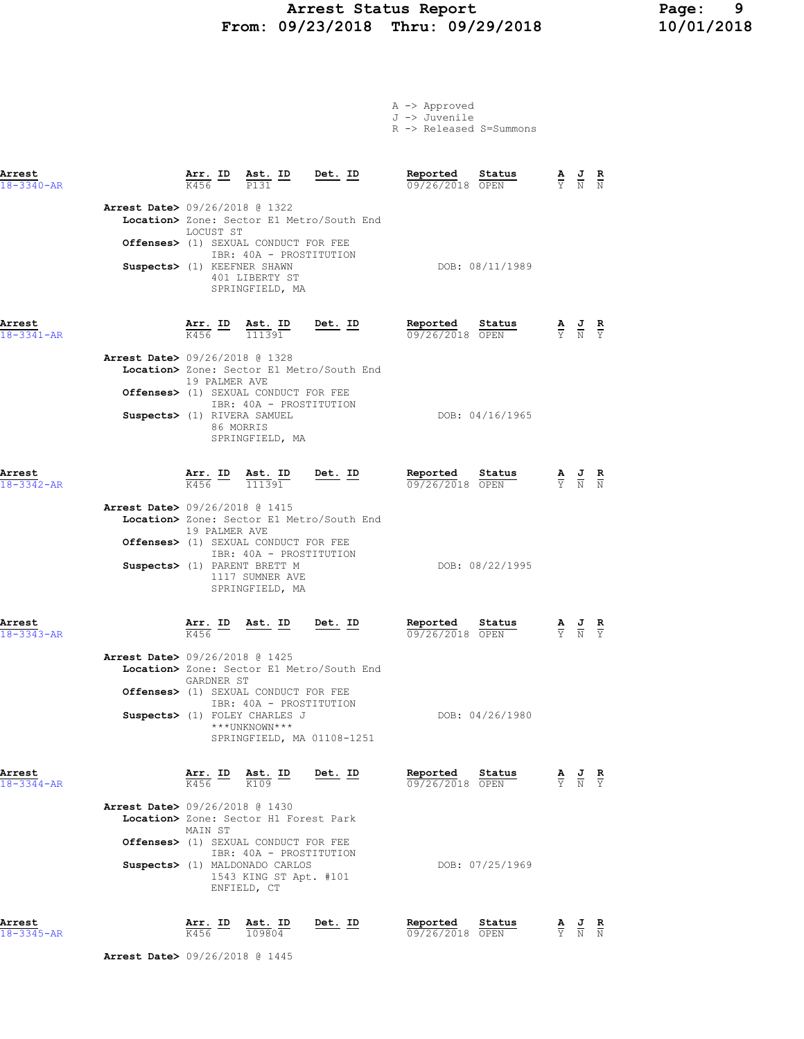A -> Approved
J -> Juvenile
R -> Released S=Summons

| Arrest | Arr. ID | Ast. ID | Det. ID | Reported | Status | A | J | R |
|---|---|---|---|---|---|---|---|---|
| 18-3340-AR | K456 | P131 | | 09/26/2018 | OPEN | Y | N | N |

**Arrest Date>** 09/26/2018 @ 1322
**Location>** Zone: Sector E1 Metro/South End
LOCUST ST
**Offenses>** (1) SEXUAL CONDUCT FOR FEE
IBR: 40A - PROSTITUTION
**Suspects>** (1) KEEFNER SHAWN DOB: 08/11/1989
401 LIBERTY ST
SPRINGFIELD, MA

| Arrest | Arr. ID | Ast. ID | Det. ID | Reported | Status | A | J | R |
|---|---|---|---|---|---|---|---|---|
| 18-3341-AR | K456 | 111391 | | 09/26/2018 | OPEN | Y | N | Y |

**Arrest Date>** 09/26/2018 @ 1328
**Location>** Zone: Sector E1 Metro/South End
19 PALMER AVE
**Offenses>** (1) SEXUAL CONDUCT FOR FEE
IBR: 40A - PROSTITUTION
**Suspects>** (1) RIVERA SAMUEL DOB: 04/16/1965
86 MORRIS
SPRINGFIELD, MA

| Arrest | Arr. ID | Ast. ID | Det. ID | Reported | Status | A | J | R |
|---|---|---|---|---|---|---|---|---|
| 18-3342-AR | K456 | 111391 | | 09/26/2018 | OPEN | Y | N | N |

**Arrest Date>** 09/26/2018 @ 1415
**Location>** Zone: Sector E1 Metro/South End
19 PALMER AVE
**Offenses>** (1) SEXUAL CONDUCT FOR FEE
IBR: 40A - PROSTITUTION
**Suspects>** (1) PARENT BRETT M DOB: 08/22/1995
1117 SUMNER AVE
SPRINGFIELD, MA

| Arrest | Arr. ID | Ast. ID | Det. ID | Reported | Status | A | J | R |
|---|---|---|---|---|---|---|---|---|
| 18-3343-AR | K456 | | | 09/26/2018 | OPEN | Y | N | Y |

**Arrest Date>** 09/26/2018 @ 1425
**Location>** Zone: Sector E1 Metro/South End
GARDNER ST
**Offenses>** (1) SEXUAL CONDUCT FOR FEE
IBR: 40A - PROSTITUTION
**Suspects>** (1) FOLEY CHARLES J DOB: 04/26/1980
***UNKNOWN***
SPRINGFIELD, MA 01108-1251

| Arrest | Arr. ID | Ast. ID | Det. ID | Reported | Status | A | J | R |
|---|---|---|---|---|---|---|---|---|
| 18-3344-AR | K456 | K109 | | 09/26/2018 | OPEN | Y | N | Y |

**Arrest Date>** 09/26/2018 @ 1430
**Location>** Zone: Sector H1 Forest Park
MAIN ST
**Offenses>** (1) SEXUAL CONDUCT FOR FEE
IBR: 40A - PROSTITUTION
**Suspects>** (1) MALDONADO CARLOS DOB: 07/25/1969
1543 KING ST Apt. #101
ENFIELD, CT

| Arrest | Arr. ID | Ast. ID | Det. ID | Reported | Status | A | J | R |
|---|---|---|---|---|---|---|---|---|
| 18-3345-AR | K456 | 109804 | | 09/26/2018 | OPEN | Y | N | N |

**Arrest Date>** 09/26/2018 @ 1445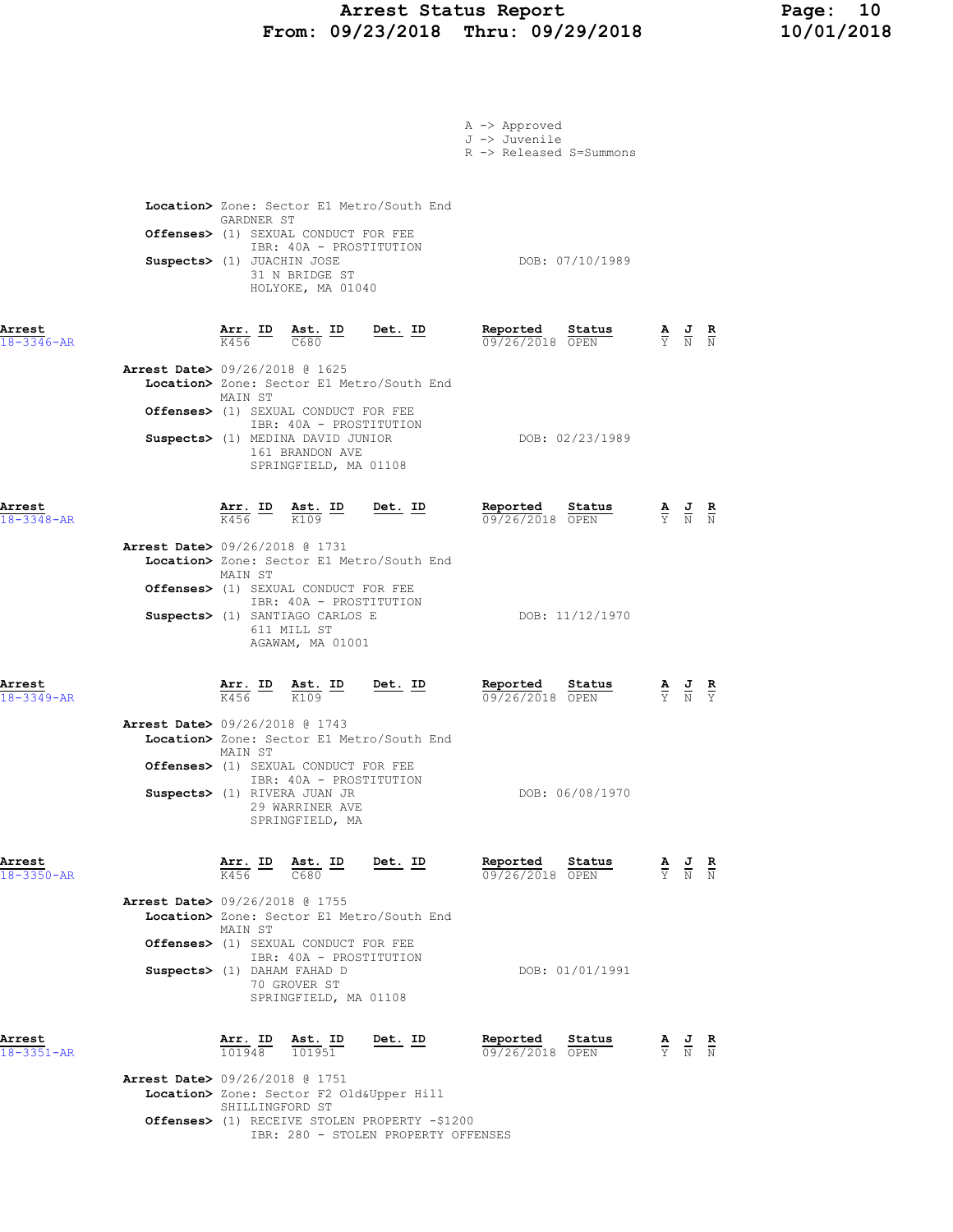A -> Approved
J -> Juvenile
R -> Released S=Summons

**Location>** Zone: Sector E1 Metro/South End
GARDNER ST
**Offenses>** (1) SEXUAL CONDUCT FOR FEE
IBR: 40A - PROSTITUTION
**Suspects>** (1) JUACHIN JOSE — DOB: 07/10/1989
31 N BRIDGE ST
HOLYOKE, MA 01040

| Arrest | Arr. ID | Ast. ID | Det. ID | Reported | Status | A | J | R |
|---|---|---|---|---|---|---|---|---|
| 18-3346-AR | K456 | C680 | | 09/26/2018 | OPEN | Y | N | N |

**Arrest Date>** 09/26/2018 @ 1625
**Location>** Zone: Sector E1 Metro/South End
MAIN ST
**Offenses>** (1) SEXUAL CONDUCT FOR FEE
IBR: 40A - PROSTITUTION
**Suspects>** (1) MEDINA DAVID JUNIOR — DOB: 02/23/1989
161 BRANDON AVE
SPRINGFIELD, MA 01108

| Arrest | Arr. ID | Ast. ID | Det. ID | Reported | Status | A | J | R |
|---|---|---|---|---|---|---|---|---|
| 18-3348-AR | K456 | K109 | | 09/26/2018 | OPEN | Y | N | N |

**Arrest Date>** 09/26/2018 @ 1731
**Location>** Zone: Sector E1 Metro/South End
MAIN ST
**Offenses>** (1) SEXUAL CONDUCT FOR FEE
IBR: 40A - PROSTITUTION
**Suspects>** (1) SANTIAGO CARLOS E — DOB: 11/12/1970
611 MILL ST
AGAWAM, MA 01001

| Arrest | Arr. ID | Ast. ID | Det. ID | Reported | Status | A | J | R |
|---|---|---|---|---|---|---|---|---|
| 18-3349-AR | K456 | K109 | | 09/26/2018 | OPEN | Y | N | Y |

**Arrest Date>** 09/26/2018 @ 1743
**Location>** Zone: Sector E1 Metro/South End
MAIN ST
**Offenses>** (1) SEXUAL CONDUCT FOR FEE
IBR: 40A - PROSTITUTION
**Suspects>** (1) RIVERA JUAN JR — DOB: 06/08/1970
29 WARRINER AVE
SPRINGFIELD, MA

| Arrest | Arr. ID | Ast. ID | Det. ID | Reported | Status | A | J | R |
|---|---|---|---|---|---|---|---|---|
| 18-3350-AR | K456 | C680 | | 09/26/2018 | OPEN | Y | N | N |

**Arrest Date>** 09/26/2018 @ 1755
**Location>** Zone: Sector E1 Metro/South End
MAIN ST
**Offenses>** (1) SEXUAL CONDUCT FOR FEE
IBR: 40A - PROSTITUTION
**Suspects>** (1) DAHAM FAHAD D — DOB: 01/01/1991
70 GROVER ST
SPRINGFIELD, MA 01108

| Arrest | Arr. ID | Ast. ID | Det. ID | Reported | Status | A | J | R |
|---|---|---|---|---|---|---|---|---|
| 18-3351-AR | 101948 | 101951 | | 09/26/2018 | OPEN | Y | N | N |

**Arrest Date>** 09/26/2018 @ 1751
**Location>** Zone: Sector F2 Old&Upper Hill
SHILLINGFORD ST
**Offenses>** (1) RECEIVE STOLEN PROPERTY -$1200
IBR: 280 - STOLEN PROPERTY OFFENSES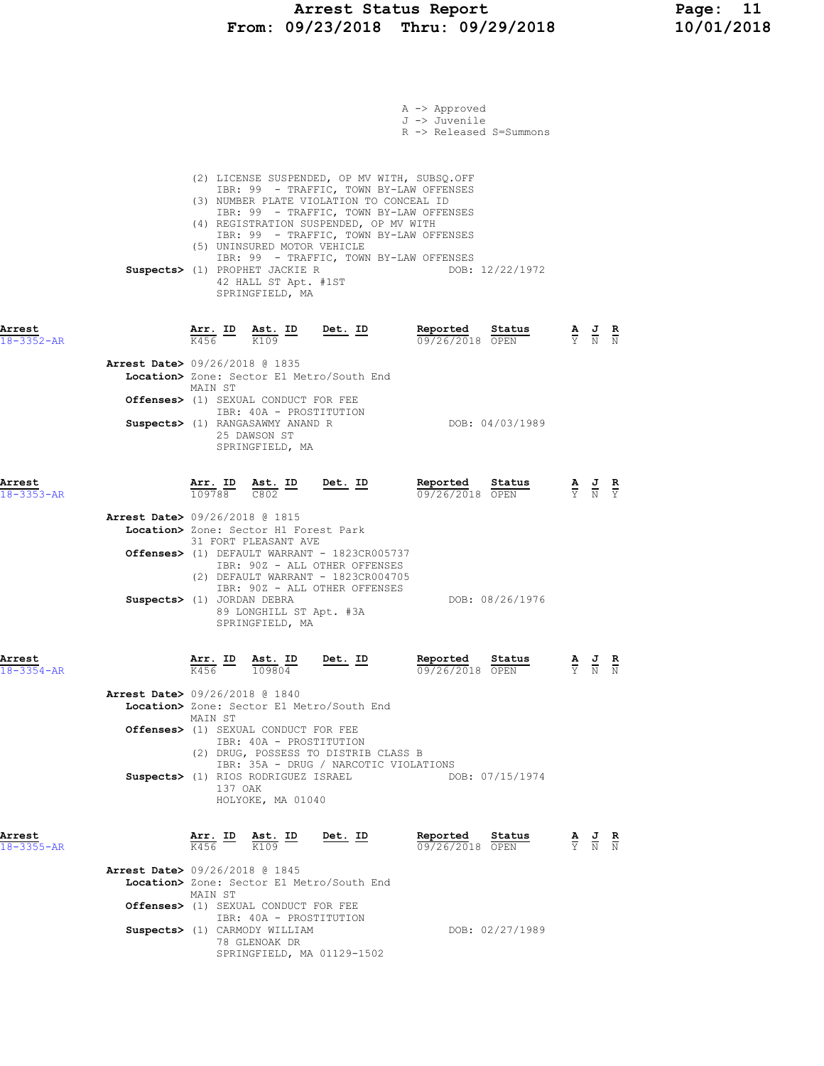A -> Approved
J -> Juvenile
R -> Released S=Summons

(2) LICENSE SUSPENDED, OP MV WITH, SUBSQ.OFF
IBR: 99 - TRAFFIC, TOWN BY-LAW OFFENSES
(3) NUMBER PLATE VIOLATION TO CONCEAL ID
IBR: 99 - TRAFFIC, TOWN BY-LAW OFFENSES
(4) REGISTRATION SUSPENDED, OP MV WITH
IBR: 99 - TRAFFIC, TOWN BY-LAW OFFENSES
(5) UNINSURED MOTOR VEHICLE
IBR: 99 - TRAFFIC, TOWN BY-LAW OFFENSES

**Suspects>** (1) PROPHET JACKIE R DOB: 12/22/1972
42 HALL ST Apt. #1ST
SPRINGFIELD, MA

---

| Arrest | Arr. ID | Ast. ID | Det. ID | Reported | Status | A | J | R |
|---|---|---|---|---|---|---|---|---|
| 18-3352-AR | K456 | K109 | | 09/26/2018 | OPEN | Y | N | N |

**Arrest Date>** 09/26/2018 @ 1835
**Location>** Zone: Sector E1 Metro/South End
MAIN ST
**Offenses>** (1) SEXUAL CONDUCT FOR FEE
IBR: 40A - PROSTITUTION
**Suspects>** (1) RANGASAWMY ANAND R DOB: 04/03/1989
25 DAWSON ST
SPRINGFIELD, MA

---

| Arrest | Arr. ID | Ast. ID | Det. ID | Reported | Status | A | J | R |
|---|---|---|---|---|---|---|---|---|
| 18-3353-AR | 109788 | C802 | | 09/26/2018 | OPEN | Y | N | Y |

**Arrest Date>** 09/26/2018 @ 1815
**Location>** Zone: Sector H1 Forest Park
31 FORT PLEASANT AVE
**Offenses>** (1) DEFAULT WARRANT - 1823CR005737
IBR: 90Z - ALL OTHER OFFENSES
(2) DEFAULT WARRANT - 1823CR004705
IBR: 90Z - ALL OTHER OFFENSES
**Suspects>** (1) JORDAN DEBRA DOB: 08/26/1976
89 LONGHILL ST Apt. #3A
SPRINGFIELD, MA

---

| Arrest | Arr. ID | Ast. ID | Det. ID | Reported | Status | A | J | R |
|---|---|---|---|---|---|---|---|---|
| 18-3354-AR | K456 | 109804 | | 09/26/2018 | OPEN | Y | N | N |

**Arrest Date>** 09/26/2018 @ 1840
**Location>** Zone: Sector E1 Metro/South End
MAIN ST
**Offenses>** (1) SEXUAL CONDUCT FOR FEE
IBR: 40A - PROSTITUTION
(2) DRUG, POSSESS TO DISTRIB CLASS B
IBR: 35A - DRUG / NARCOTIC VIOLATIONS
**Suspects>** (1) RIOS RODRIGUEZ ISRAEL DOB: 07/15/1974
137 OAK
HOLYOKE, MA 01040

---

| Arrest | Arr. ID | Ast. ID | Det. ID | Reported | Status | A | J | R |
|---|---|---|---|---|---|---|---|---|
| 18-3355-AR | K456 | K109 | | 09/26/2018 | OPEN | Y | N | N |

**Arrest Date>** 09/26/2018 @ 1845
**Location>** Zone: Sector E1 Metro/South End
MAIN ST
**Offenses>** (1) SEXUAL CONDUCT FOR FEE
IBR: 40A - PROSTITUTION
**Suspects>** (1) CARMODY WILLIAM DOB: 02/27/1989
78 GLENOAK DR
SPRINGFIELD, MA 01129-1502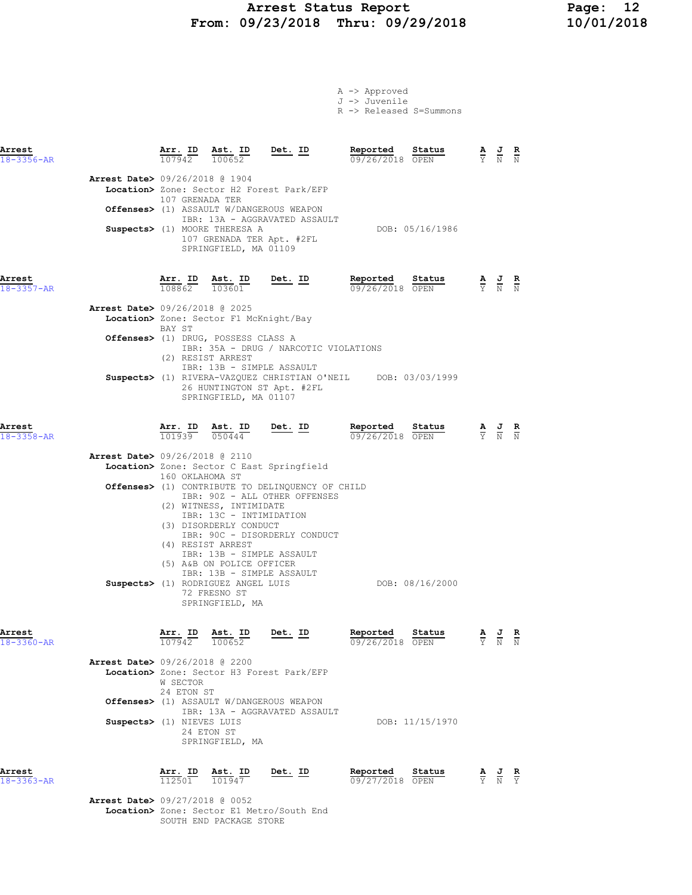# Arrest Status Report
## From: 09/23/2018 Thru: 09/29/2018

A -> Approved
J -> Juvenile
R -> Released S=Summons

| Arrest | Arr. ID | Ast. ID | Det. ID | Reported | Status | A | J | R |
|---|---|---|---|---|---|---|---|---|
| 18-3356-AR | 107942 | 100652 | | 09/26/2018 | OPEN | Y | N | N |

**Arrest Date>** 09/26/2018 @ 1904
**Location>** Zone: Sector H2 Forest Park/EFP
107 GRENADA TER
**Offenses>** (1) ASSAULT W/DANGEROUS WEAPON
IBR: 13A - AGGRAVATED ASSAULT
**Suspects>** (1) MOORE THERESA A — DOB: 05/16/1986
107 GRENADA TER Apt. #2FL
SPRINGFIELD, MA 01109

| Arrest | Arr. ID | Ast. ID | Det. ID | Reported | Status | A | J | R |
|---|---|---|---|---|---|---|---|---|
| 18-3357-AR | 108862 | 103601 | | 09/26/2018 | OPEN | Y | N | N |

**Arrest Date>** 09/26/2018 @ 2025
**Location>** Zone: Sector F1 McKnight/Bay
BAY ST
**Offenses>** (1) DRUG, POSSESS CLASS A
IBR: 35A - DRUG / NARCOTIC VIOLATIONS
(2) RESIST ARREST
IBR: 13B - SIMPLE ASSAULT
**Suspects>** (1) RIVERA-VAZQUEZ CHRISTIAN O'NEIL — DOB: 03/03/1999
26 HUNTINGTON ST Apt. #2FL
SPRINGFIELD, MA 01107

| Arrest | Arr. ID | Ast. ID | Det. ID | Reported | Status | A | J | R |
|---|---|---|---|---|---|---|---|---|
| 18-3358-AR | 101939 | 050444 | | 09/26/2018 | OPEN | Y | N | N |

**Arrest Date>** 09/26/2018 @ 2110
**Location>** Zone: Sector C East Springfield
160 OKLAHOMA ST
**Offenses>** (1) CONTRIBUTE TO DELINQUENCY OF CHILD
IBR: 90Z - ALL OTHER OFFENSES
(2) WITNESS, INTIMIDATE
IBR: 13C - INTIMIDATION
(3) DISORDERLY CONDUCT
IBR: 90C - DISORDERLY CONDUCT
(4) RESIST ARREST
IBR: 13B - SIMPLE ASSAULT
(5) A&B ON POLICE OFFICER
IBR: 13B - SIMPLE ASSAULT
**Suspects>** (1) RODRIGUEZ ANGEL LUIS — DOB: 08/16/2000
72 FRESNO ST
SPRINGFIELD, MA

| Arrest | Arr. ID | Ast. ID | Det. ID | Reported | Status | A | J | R |
|---|---|---|---|---|---|---|---|---|
| 18-3360-AR | 107942 | 100652 | | 09/26/2018 | OPEN | Y | N | N |

**Arrest Date>** 09/26/2018 @ 2200
**Location>** Zone: Sector H3 Forest Park/EFP
W SECTOR
24 ETON ST
**Offenses>** (1) ASSAULT W/DANGEROUS WEAPON
IBR: 13A - AGGRAVATED ASSAULT
**Suspects>** (1) NIEVES LUIS — DOB: 11/15/1970
24 ETON ST
SPRINGFIELD, MA

| Arrest | Arr. ID | Ast. ID | Det. ID | Reported | Status | A | J | R |
|---|---|---|---|---|---|---|---|---|
| 18-3363-AR | 112501 | 101947 | | 09/27/2018 | OPEN | Y | N | Y |

**Arrest Date>** 09/27/2018 @ 0052
**Location>** Zone: Sector E1 Metro/South End
SOUTH END PACKAGE STORE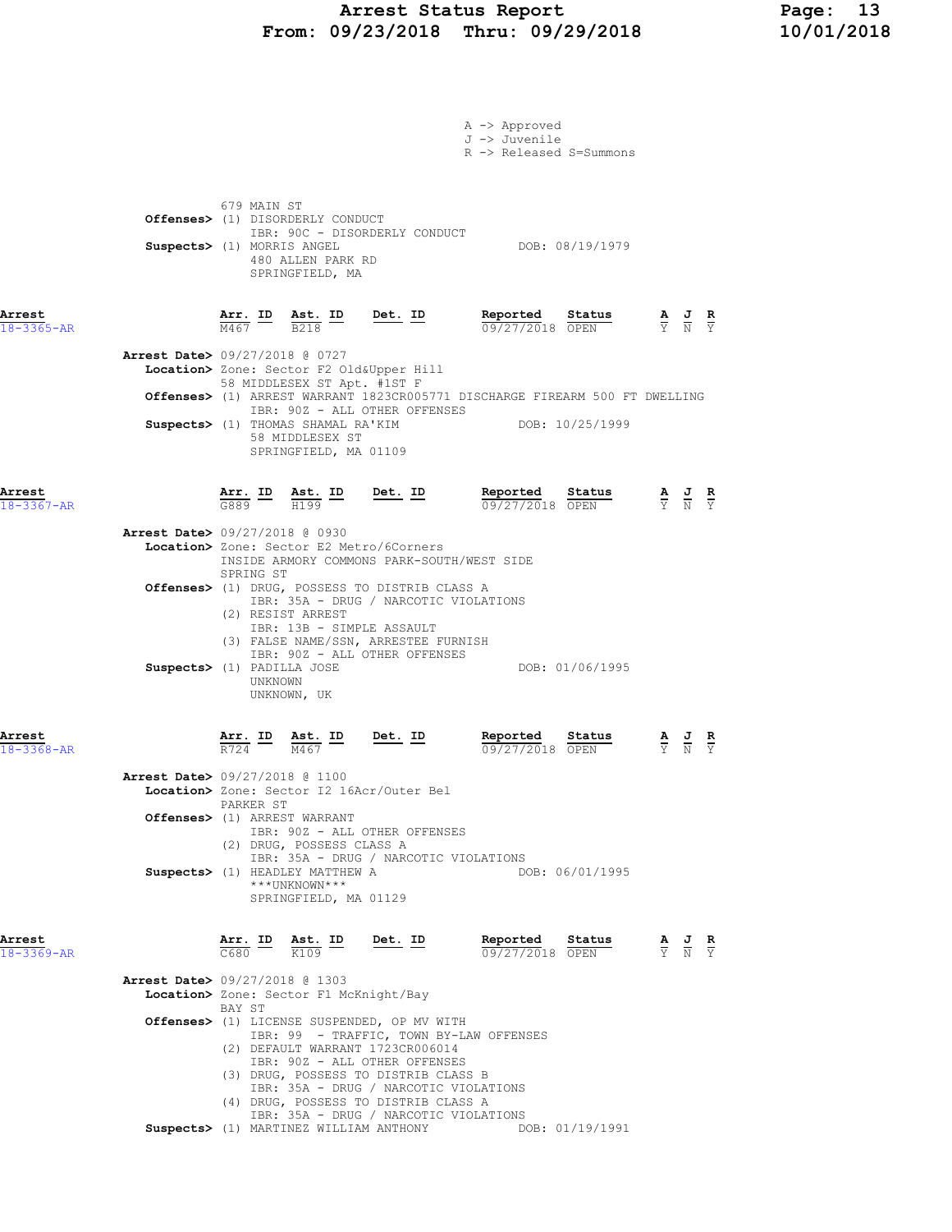A -> Approved
J -> Juvenile
R -> Released S=Summons

679 MAIN ST
**Offenses>** (1) DISORDERLY CONDUCT
IBR: 90C - DISORDERLY CONDUCT
**Suspects>** (1) MORRIS ANGEL DOB: 08/19/1979
480 ALLEN PARK RD
SPRINGFIELD, MA

| Arrest | Arr. ID | Ast. ID | Det. ID | Reported | Status | A | J | R |
|---|---|---|---|---|---|---|---|---|
| 18-3365-AR | M467 | B218 | | 09/27/2018 | OPEN | Y | N | Y |

**Arrest Date>** 09/27/2018 @ 0727
**Location>** Zone: Sector F2 Old&Upper Hill
58 MIDDLESEX ST Apt. #1ST F
**Offenses>** (1) ARREST WARRANT 1823CR005771 DISCHARGE FIREARM 500 FT DWELLING
IBR: 90Z - ALL OTHER OFFENSES
**Suspects>** (1) THOMAS SHAMAL RA'KIM DOB: 10/25/1999
58 MIDDLESEX ST
SPRINGFIELD, MA 01109

| Arrest | Arr. ID | Ast. ID | Det. ID | Reported | Status | A | J | R |
|---|---|---|---|---|---|---|---|---|
| 18-3367-AR | G889 | H199 | | 09/27/2018 | OPEN | Y | N | Y |

**Arrest Date>** 09/27/2018 @ 0930
**Location>** Zone: Sector E2 Metro/6Corners
INSIDE ARMORY COMMONS PARK-SOUTH/WEST SIDE
SPRING ST
**Offenses>** (1) DRUG, POSSESS TO DISTRIB CLASS A
IBR: 35A - DRUG / NARCOTIC VIOLATIONS
(2) RESIST ARREST
IBR: 13B - SIMPLE ASSAULT
(3) FALSE NAME/SSN, ARRESTEE FURNISH
IBR: 90Z - ALL OTHER OFFENSES
**Suspects>** (1) PADILLA JOSE DOB: 01/06/1995
UNKNOWN
UNKNOWN, UK

| Arrest | Arr. ID | Ast. ID | Det. ID | Reported | Status | A | J | R |
|---|---|---|---|---|---|---|---|---|
| 18-3368-AR | R724 | M467 | | 09/27/2018 | OPEN | Y | N | Y |

**Arrest Date>** 09/27/2018 @ 1100
**Location>** Zone: Sector I2 16Acr/Outer Bel
PARKER ST
**Offenses>** (1) ARREST WARRANT
IBR: 90Z - ALL OTHER OFFENSES
(2) DRUG, POSSESS CLASS A
IBR: 35A - DRUG / NARCOTIC VIOLATIONS
**Suspects>** (1) HEADLEY MATTHEW A DOB: 06/01/1995
***UNKNOWN***
SPRINGFIELD, MA 01129

| Arrest | Arr. ID | Ast. ID | Det. ID | Reported | Status | A | J | R |
|---|---|---|---|---|---|---|---|---|
| 18-3369-AR | C680 | K109 | | 09/27/2018 | OPEN | Y | N | Y |

**Arrest Date>** 09/27/2018 @ 1303
**Location>** Zone: Sector F1 McKnight/Bay
BAY ST
**Offenses>** (1) LICENSE SUSPENDED, OP MV WITH
IBR: 99 - TRAFFIC, TOWN BY-LAW OFFENSES
(2) DEFAULT WARRANT 1723CR006014
IBR: 90Z - ALL OTHER OFFENSES
(3) DRUG, POSSESS TO DISTRIB CLASS B
IBR: 35A - DRUG / NARCOTIC VIOLATIONS
(4) DRUG, POSSESS TO DISTRIB CLASS A
IBR: 35A - DRUG / NARCOTIC VIOLATIONS
**Suspects>** (1) MARTINEZ WILLIAM ANTHONY DOB: 01/19/1991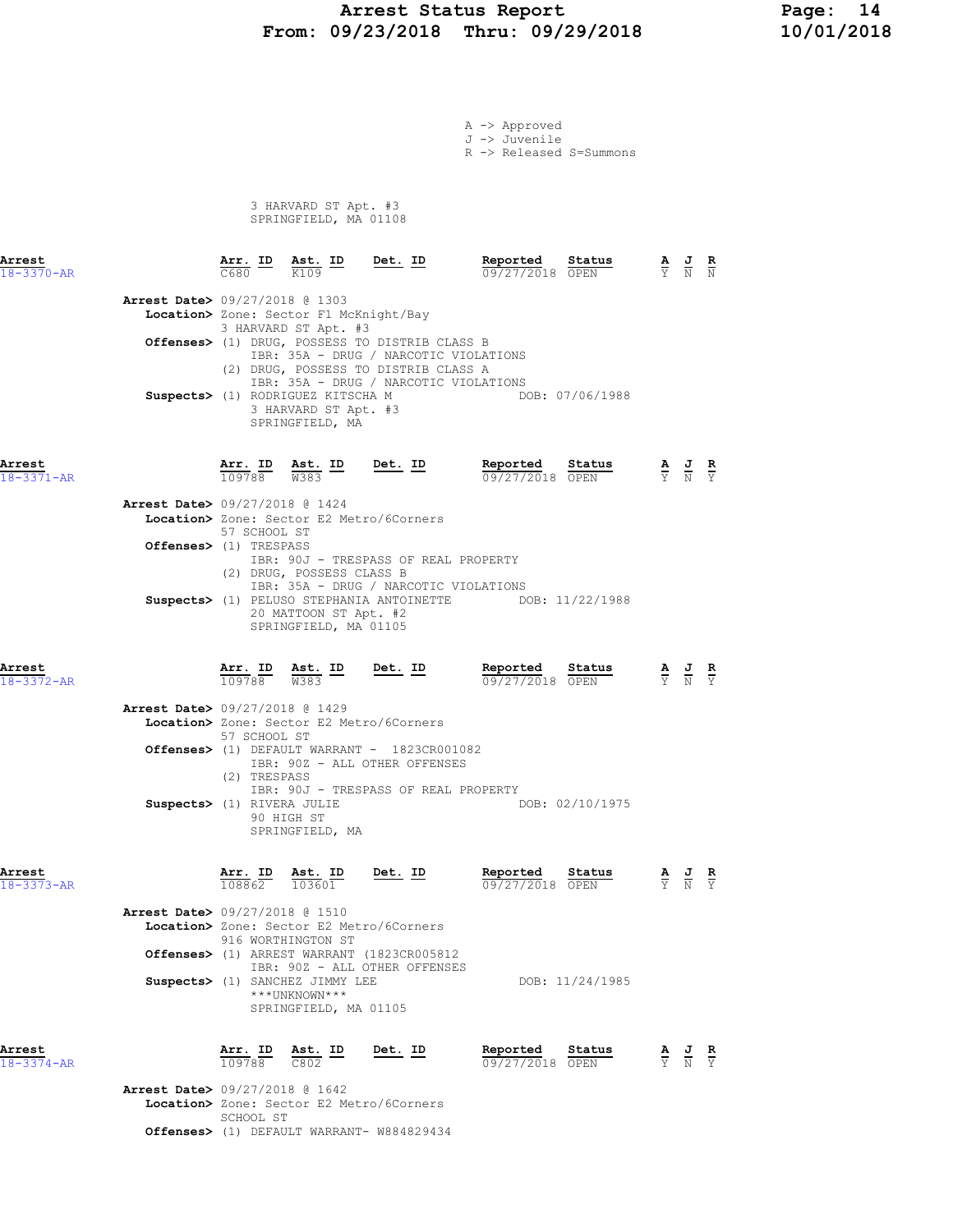A -> Approved
J -> Juvenile
R -> Released S=Summons

3 HARVARD ST Apt. #3
SPRINGFIELD, MA 01108

**Arrest** 18-3370-AR

| Arr. ID | Ast. ID | Det. ID | Reported | Status | A | J | R |
|---|---|---|---|---|---|---|---|
| C680 | K109 | | 09/27/2018 | OPEN | Y | N | N |

**Arrest Date>** 09/27/2018 @ 1303
**Location>** Zone: Sector F1 McKnight/Bay
3 HARVARD ST Apt. #3
**Offenses>** (1) DRUG, POSSESS TO DISTRIB CLASS B
IBR: 35A - DRUG / NARCOTIC VIOLATIONS
(2) DRUG, POSSESS TO DISTRIB CLASS A
IBR: 35A - DRUG / NARCOTIC VIOLATIONS
**Suspects>** (1) RODRIGUEZ KITSCHA M DOB: 07/06/1988
3 HARVARD ST Apt. #3
SPRINGFIELD, MA

**Arrest** 18-3371-AR

| Arr. ID | Ast. ID | Det. ID | Reported | Status | A | J | R |
|---|---|---|---|---|---|---|---|
| 109788 | W383 | | 09/27/2018 | OPEN | Y | N | Y |

**Arrest Date>** 09/27/2018 @ 1424
**Location>** Zone: Sector E2 Metro/6Corners
57 SCHOOL ST
**Offenses>** (1) TRESPASS
IBR: 90J - TRESPASS OF REAL PROPERTY
(2) DRUG, POSSESS CLASS B
IBR: 35A - DRUG / NARCOTIC VIOLATIONS
**Suspects>** (1) PELUSO STEPHANIA ANTOINETTE DOB: 11/22/1988
20 MATTOON ST Apt. #2
SPRINGFIELD, MA 01105

**Arrest** 18-3372-AR

| Arr. ID | Ast. ID | Det. ID | Reported | Status | A | J | R |
|---|---|---|---|---|---|---|---|
| 109788 | W383 | | 09/27/2018 | OPEN | Y | N | Y |

**Arrest Date>** 09/27/2018 @ 1429
**Location>** Zone: Sector E2 Metro/6Corners
57 SCHOOL ST
**Offenses>** (1) DEFAULT WARRANT - 1823CR001082
IBR: 90Z - ALL OTHER OFFENSES
(2) TRESPASS
IBR: 90J - TRESPASS OF REAL PROPERTY
**Suspects>** (1) RIVERA JULIE DOB: 02/10/1975
90 HIGH ST
SPRINGFIELD, MA

**Arrest** 18-3373-AR

| Arr. ID | Ast. ID | Det. ID | Reported | Status | A | J | R |
|---|---|---|---|---|---|---|---|
| 108862 | 103601 | | 09/27/2018 | OPEN | Y | N | Y |

**Arrest Date>** 09/27/2018 @ 1510
**Location>** Zone: Sector E2 Metro/6Corners
916 WORTHINGTON ST
**Offenses>** (1) ARREST WARRANT (1823CR005812
IBR: 90Z - ALL OTHER OFFENSES
**Suspects>** (1) SANCHEZ JIMMY LEE DOB: 11/24/1985
\*\*\*UNKNOWN\*\*\*
SPRINGFIELD, MA 01105

**Arrest** 18-3374-AR

| Arr. ID | Ast. ID | Det. ID | Reported | Status | A | J | R |
|---|---|---|---|---|---|---|---|
| 109788 | C802 | | 09/27/2018 | OPEN | Y | N | Y |

**Arrest Date>** 09/27/2018 @ 1642
**Location>** Zone: Sector E2 Metro/6Corners
SCHOOL ST
**Offenses>** (1) DEFAULT WARRANT- W884829434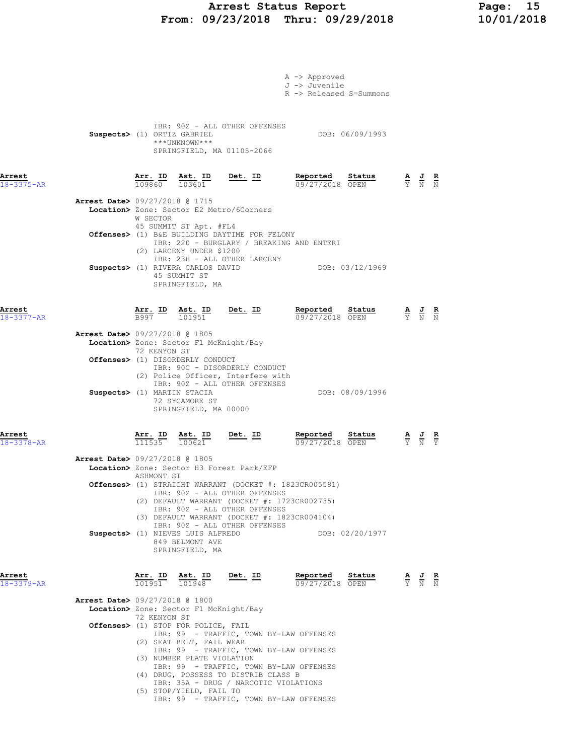A -> Approved
J -> Juvenile
R -> Released S=Summons

IBR: 90Z - ALL OTHER OFFENSES
**Suspects>** (1) ORTIZ GABRIEL DOB: 06/09/1993
***UNKNOWN***
SPRINGFIELD, MA 01105-2066

**Arrest** 18-3375-AR

| Arr. ID | Ast. ID | Det. ID | Reported | Status | A | J | R |
|---|---|---|---|---|---|---|---|
| 109860 | 103601 | | 09/27/2018 | OPEN | Y | N | N |

**Arrest Date>** 09/27/2018 @ 1715
**Location>** Zone: Sector E2 Metro/6Corners
W SECTOR
45 SUMMIT ST Apt. #FL4
**Offenses>** (1) B&E BUILDING DAYTIME FOR FELONY
IBR: 220 - BURGLARY / BREAKING AND ENTERI
(2) LARCENY UNDER $1200
IBR: 23H - ALL OTHER LARCENY
**Suspects>** (1) RIVERA CARLOS DAVID DOB: 03/12/1969
45 SUMMIT ST
SPRINGFIELD, MA

**Arrest** 18-3377-AR

| Arr. ID | Ast. ID | Det. ID | Reported | Status | A | J | R |
|---|---|---|---|---|---|---|---|
| B997 | 101951 | | 09/27/2018 | OPEN | Y | N | N |

**Arrest Date>** 09/27/2018 @ 1805
**Location>** Zone: Sector F1 McKnight/Bay
72 KENYON ST
**Offenses>** (1) DISORDERLY CONDUCT
IBR: 90C - DISORDERLY CONDUCT
(2) Police Officer, Interfere with
IBR: 90Z - ALL OTHER OFFENSES
**Suspects>** (1) MARTIN STACIA DOB: 08/09/1996
72 SYCAMORE ST
SPRINGFIELD, MA 00000

**Arrest** 18-3378-AR

| Arr. ID | Ast. ID | Det. ID | Reported | Status | A | J | R |
|---|---|---|---|---|---|---|---|
| 111535 | 100621 | | 09/27/2018 | OPEN | Y | N | Y |

**Arrest Date>** 09/27/2018 @ 1805
**Location>** Zone: Sector H3 Forest Park/EFP
ASHMONT ST
**Offenses>** (1) STRAIGHT WARRANT (DOCKET #: 1823CR005581)
IBR: 90Z - ALL OTHER OFFENSES
(2) DEFAULT WARRANT (DOCKET #: 1723CR002735)
IBR: 90Z - ALL OTHER OFFENSES
(3) DEFAULT WARRANT (DOCKET #: 1823CR004104)
IBR: 90Z - ALL OTHER OFFENSES
**Suspects>** (1) NIEVES LUIS ALFREDO DOB: 02/20/1977
849 BELMONT AVE
SPRINGFIELD, MA

**Arrest** 18-3379-AR

| Arr. ID | Ast. ID | Det. ID | Reported | Status | A | J | R |
|---|---|---|---|---|---|---|---|
| 101951 | 101948 | | 09/27/2018 | OPEN | Y | N | N |

**Arrest Date>** 09/27/2018 @ 1800
**Location>** Zone: Sector F1 McKnight/Bay
72 KENYON ST
**Offenses>** (1) STOP FOR POLICE, FAIL
IBR: 99 - TRAFFIC, TOWN BY-LAW OFFENSES
(2) SEAT BELT, FAIL WEAR
IBR: 99 - TRAFFIC, TOWN BY-LAW OFFENSES
(3) NUMBER PLATE VIOLATION
IBR: 99 - TRAFFIC, TOWN BY-LAW OFFENSES
(4) DRUG, POSSESS TO DISTRIB CLASS B
IBR: 35A - DRUG / NARCOTIC VIOLATIONS
(5) STOP/YIELD, FAIL TO
IBR: 99 - TRAFFIC, TOWN BY-LAW OFFENSES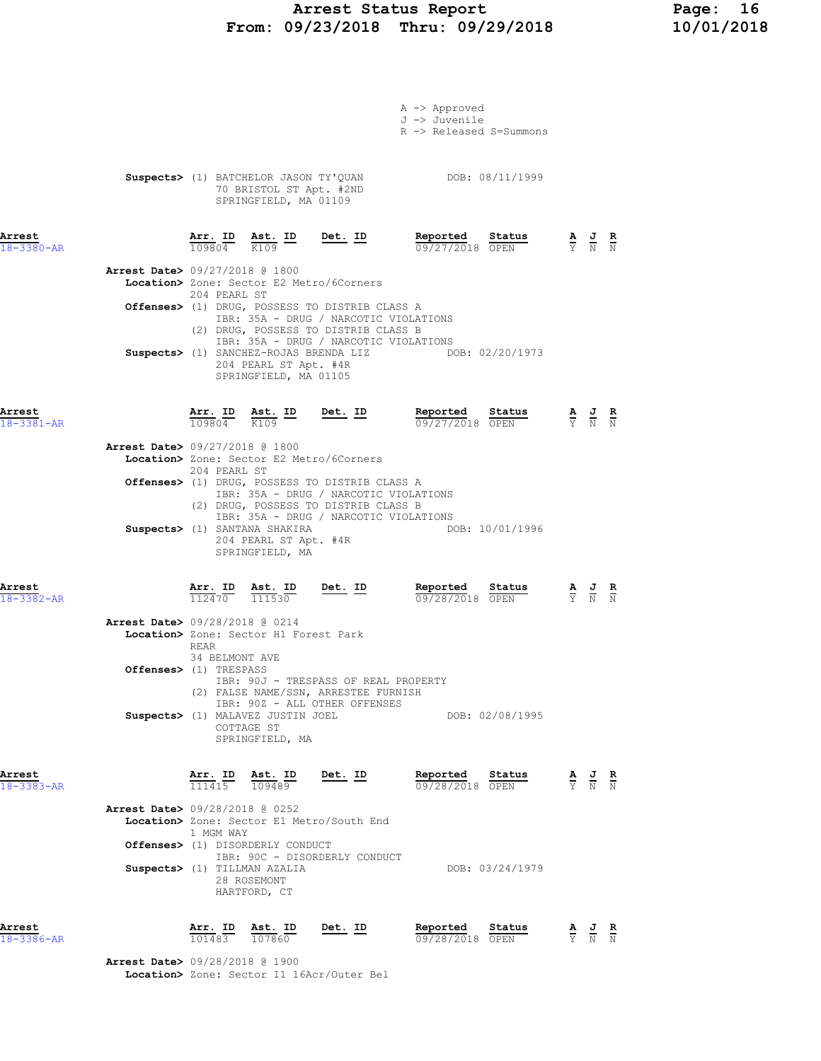A -> Approved
J -> Juvenile
R -> Released S=Summons

**Suspects>** (1) BATCHELOR JASON TY'QUAN DOB: 08/11/1999
70 BRISTOL ST Apt. #2ND
SPRINGFIELD, MA 01109

| Arrest | Arr. ID | Ast. ID | Det. ID | Reported | Status | A | J | R |
|---|---|---|---|---|---|---|---|---|
| 18-3380-AR | 109804 | K109 | | 09/27/2018 | OPEN | Y | N | N |

**Arrest Date>** 09/27/2018 @ 1800
**Location>** Zone: Sector E2 Metro/6Corners
204 PEARL ST
**Offenses>** (1) DRUG, POSSESS TO DISTRIB CLASS A
IBR: 35A - DRUG / NARCOTIC VIOLATIONS
(2) DRUG, POSSESS TO DISTRIB CLASS B
IBR: 35A - DRUG / NARCOTIC VIOLATIONS
**Suspects>** (1) SANCHEZ-ROJAS BRENDA LIZ DOB: 02/20/1973
204 PEARL ST Apt. #4R
SPRINGFIELD, MA 01105

| Arrest | Arr. ID | Ast. ID | Det. ID | Reported | Status | A | J | R |
|---|---|---|---|---|---|---|---|---|
| 18-3381-AR | 109804 | K109 | | 09/27/2018 | OPEN | Y | N | N |

**Arrest Date>** 09/27/2018 @ 1800
**Location>** Zone: Sector E2 Metro/6Corners
204 PEARL ST
**Offenses>** (1) DRUG, POSSESS TO DISTRIB CLASS A
IBR: 35A - DRUG / NARCOTIC VIOLATIONS
(2) DRUG, POSSESS TO DISTRIB CLASS B
IBR: 35A - DRUG / NARCOTIC VIOLATIONS
**Suspects>** (1) SANTANA SHAKIRA DOB: 10/01/1996
204 PEARL ST Apt. #4R
SPRINGFIELD, MA

| Arrest | Arr. ID | Ast. ID | Det. ID | Reported | Status | A | J | R |
|---|---|---|---|---|---|---|---|---|
| 18-3382-AR | 112470 | 111530 | | 09/28/2018 | OPEN | Y | N | N |

**Arrest Date>** 09/28/2018 @ 0214
**Location>** Zone: Sector H1 Forest Park
REAR
34 BELMONT AVE
**Offenses>** (1) TRESPASS
IBR: 90J - TRESPASS OF REAL PROPERTY
(2) FALSE NAME/SSN, ARRESTEE FURNISH
IBR: 90Z - ALL OTHER OFFENSES
**Suspects>** (1) MALAVEZ JUSTIN JOEL DOB: 02/08/1995
COTTAGE ST
SPRINGFIELD, MA

| Arrest | Arr. ID | Ast. ID | Det. ID | Reported | Status | A | J | R |
|---|---|---|---|---|---|---|---|---|
| 18-3383-AR | 111415 | 109489 | | 09/28/2018 | OPEN | Y | N | N |

**Arrest Date>** 09/28/2018 @ 0252
**Location>** Zone: Sector E1 Metro/South End
1 MGM WAY
**Offenses>** (1) DISORDERLY CONDUCT
IBR: 90C - DISORDERLY CONDUCT
**Suspects>** (1) TILLMAN AZALIA DOB: 03/24/1979
28 ROSEMONT
HARTFORD, CT

| Arrest | Arr. ID | Ast. ID | Det. ID | Reported | Status | A | J | R |
|---|---|---|---|---|---|---|---|---|
| 18-3386-AR | 101483 | 107860 | | 09/28/2018 | OPEN | Y | N | N |

**Arrest Date>** 09/28/2018 @ 1900
**Location>** Zone: Sector I1 16Acr/Outer Bel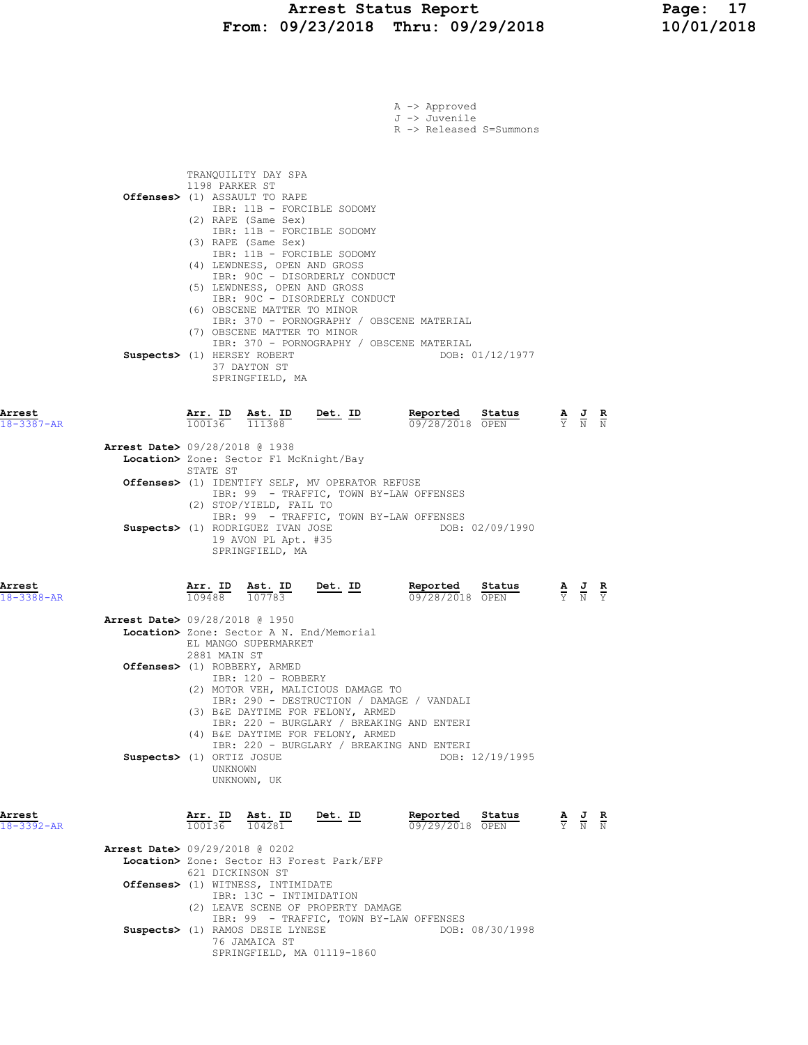A -> Approved
J -> Juvenile
R -> Released S=Summons

TRANQUILITY DAY SPA
1198 PARKER ST

**Offenses>** (1) ASSAULT TO RAPE
IBR: 11B - FORCIBLE SODOMY
(2) RAPE (Same Sex)
IBR: 11B - FORCIBLE SODOMY
(3) RAPE (Same Sex)
IBR: 11B - FORCIBLE SODOMY
(4) LEWDNESS, OPEN AND GROSS
IBR: 90C - DISORDERLY CONDUCT
(5) LEWDNESS, OPEN AND GROSS
IBR: 90C - DISORDERLY CONDUCT
(6) OBSCENE MATTER TO MINOR
IBR: 370 - PORNOGRAPHY / OBSCENE MATERIAL
(7) OBSCENE MATTER TO MINOR
IBR: 370 - PORNOGRAPHY / OBSCENE MATERIAL

**Suspects>** (1) HERSEY ROBERT DOB: 01/12/1977
37 DAYTON ST
SPRINGFIELD, MA

---

| Arrest | Arr. ID | Ast. ID | Det. ID | Reported | Status | A | J | R |
|---|---|---|---|---|---|---|---|---|
| 18-3387-AR | 100136 | 111388 | | 09/28/2018 | OPEN | Y | N | N |

**Arrest Date>** 09/28/2018 @ 1938
**Location>** Zone: Sector F1 McKnight/Bay
STATE ST
**Offenses>** (1) IDENTIFY SELF, MV OPERATOR REFUSE
IBR: 99 - TRAFFIC, TOWN BY-LAW OFFENSES
(2) STOP/YIELD, FAIL TO
IBR: 99 - TRAFFIC, TOWN BY-LAW OFFENSES
**Suspects>** (1) RODRIGUEZ IVAN JOSE DOB: 02/09/1990
19 AVON PL Apt. #35
SPRINGFIELD, MA

---

| Arrest | Arr. ID | Ast. ID | Det. ID | Reported | Status | A | J | R |
|---|---|---|---|---|---|---|---|---|
| 18-3388-AR | 109488 | 107783 | | 09/28/2018 | OPEN | Y | N | Y |

**Arrest Date>** 09/28/2018 @ 1950
**Location>** Zone: Sector A N. End/Memorial
EL MANGO SUPERMARKET
2881 MAIN ST
**Offenses>** (1) ROBBERY, ARMED
IBR: 120 - ROBBERY
(2) MOTOR VEH, MALICIOUS DAMAGE TO
IBR: 290 - DESTRUCTION / DAMAGE / VANDALI
(3) B&E DAYTIME FOR FELONY, ARMED
IBR: 220 - BURGLARY / BREAKING AND ENTERI
(4) B&E DAYTIME FOR FELONY, ARMED
IBR: 220 - BURGLARY / BREAKING AND ENTERI
**Suspects>** (1) ORTIZ JOSUE DOB: 12/19/1995
UNKNOWN
UNKNOWN, UK

---

| Arrest | Arr. ID | Ast. ID | Det. ID | Reported | Status | A | J | R |
|---|---|---|---|---|---|---|---|---|
| 18-3392-AR | 100136 | 104281 | | 09/29/2018 | OPEN | Y | N | N |

**Arrest Date>** 09/29/2018 @ 0202
**Location>** Zone: Sector H3 Forest Park/EFP
621 DICKINSON ST
**Offenses>** (1) WITNESS, INTIMIDATE
IBR: 13C - INTIMIDATION
(2) LEAVE SCENE OF PROPERTY DAMAGE
IBR: 99 - TRAFFIC, TOWN BY-LAW OFFENSES
**Suspects>** (1) RAMOS DESIE LYNESE DOB: 08/30/1998
76 JAMAICA ST
SPRINGFIELD, MA 01119-1860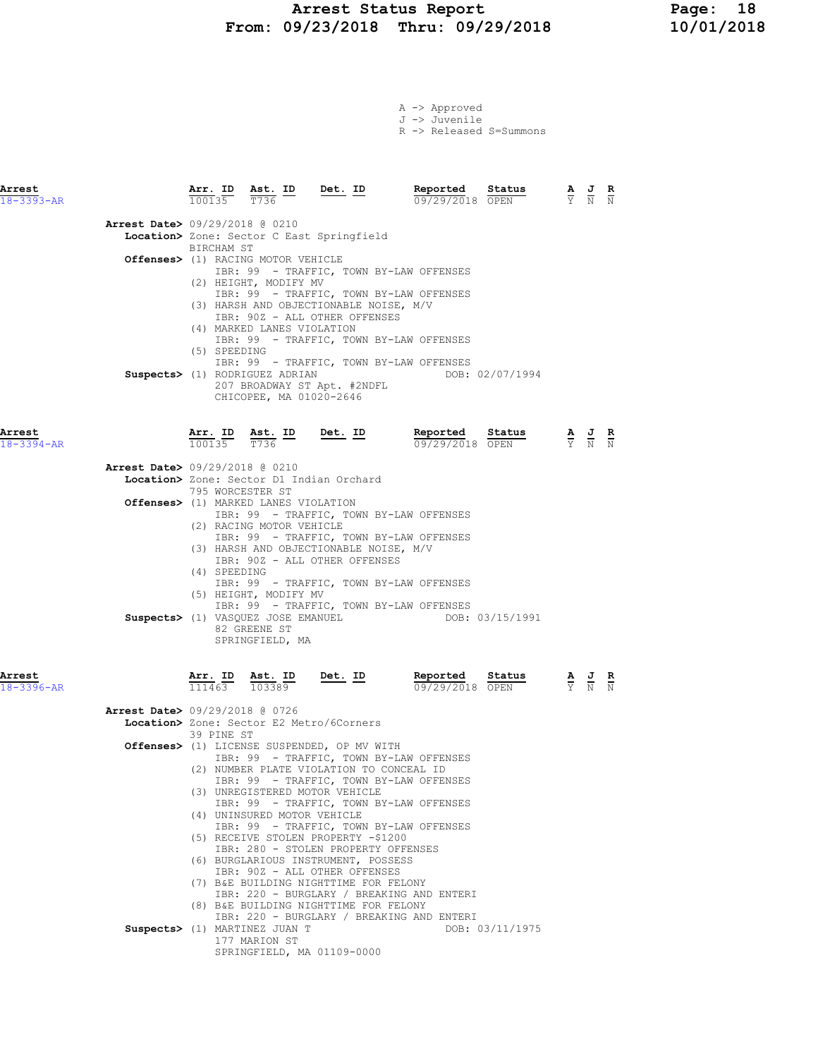A -> Approved
J -> Juvenile
R -> Released S=Summons

| Arrest | Arr. ID | Ast. ID | Det. ID | Reported | Status | A | J | R |
|---|---|---|---|---|---|---|---|---|
| 18-3393-AR | 100135 | T736 | | 09/29/2018 | OPEN | Y | N | N |

**Arrest Date>** 09/29/2018 @ 0210
**Location>** Zone: Sector C East Springfield
BIRCHAM ST
**Offenses>** (1) RACING MOTOR VEHICLE
IBR: 99 - TRAFFIC, TOWN BY-LAW OFFENSES
(2) HEIGHT, MODIFY MV
IBR: 99 - TRAFFIC, TOWN BY-LAW OFFENSES
(3) HARSH AND OBJECTIONABLE NOISE, M/V
IBR: 90Z - ALL OTHER OFFENSES
(4) MARKED LANES VIOLATION
IBR: 99 - TRAFFIC, TOWN BY-LAW OFFENSES
(5) SPEEDING
IBR: 99 - TRAFFIC, TOWN BY-LAW OFFENSES
**Suspects>** (1) RODRIGUEZ ADRIAN DOB: 02/07/1994
207 BROADWAY ST Apt. #2NDFL
CHICOPEE, MA 01020-2646

| Arrest | Arr. ID | Ast. ID | Det. ID | Reported | Status | A | J | R |
|---|---|---|---|---|---|---|---|---|
| 18-3394-AR | 100135 | T736 | | 09/29/2018 | OPEN | Y | N | N |

**Arrest Date>** 09/29/2018 @ 0210
**Location>** Zone: Sector D1 Indian Orchard
795 WORCESTER ST
**Offenses>** (1) MARKED LANES VIOLATION
IBR: 99 - TRAFFIC, TOWN BY-LAW OFFENSES
(2) RACING MOTOR VEHICLE
IBR: 99 - TRAFFIC, TOWN BY-LAW OFFENSES
(3) HARSH AND OBJECTIONABLE NOISE, M/V
IBR: 90Z - ALL OTHER OFFENSES
(4) SPEEDING
IBR: 99 - TRAFFIC, TOWN BY-LAW OFFENSES
(5) HEIGHT, MODIFY MV
IBR: 99 - TRAFFIC, TOWN BY-LAW OFFENSES
**Suspects>** (1) VASQUEZ JOSE EMANUEL DOB: 03/15/1991
82 GREENE ST
SPRINGFIELD, MA

| Arrest | Arr. ID | Ast. ID | Det. ID | Reported | Status | A | J | R |
|---|---|---|---|---|---|---|---|---|
| 18-3396-AR | 111463 | 103389 | | 09/29/2018 | OPEN | Y | N | N |

**Arrest Date>** 09/29/2018 @ 0726
**Location>** Zone: Sector E2 Metro/6Corners
39 PINE ST
**Offenses>** (1) LICENSE SUSPENDED, OP MV WITH
IBR: 99 - TRAFFIC, TOWN BY-LAW OFFENSES
(2) NUMBER PLATE VIOLATION TO CONCEAL ID
IBR: 99 - TRAFFIC, TOWN BY-LAW OFFENSES
(3) UNREGISTERED MOTOR VEHICLE
IBR: 99 - TRAFFIC, TOWN BY-LAW OFFENSES
(4) UNINSURED MOTOR VEHICLE
IBR: 99 - TRAFFIC, TOWN BY-LAW OFFENSES
(5) RECEIVE STOLEN PROPERTY -$1200
IBR: 280 - STOLEN PROPERTY OFFENSES
(6) BURGLARIOUS INSTRUMENT, POSSESS
IBR: 90Z - ALL OTHER OFFENSES
(7) B&E BUILDING NIGHTTIME FOR FELONY
IBR: 220 - BURGLARY / BREAKING AND ENTERI
(8) B&E BUILDING NIGHTTIME FOR FELONY
IBR: 220 - BURGLARY / BREAKING AND ENTERI
**Suspects>** (1) MARTINEZ JUAN T DOB: 03/11/1975
177 MARION ST
SPRINGFIELD, MA 01109-0000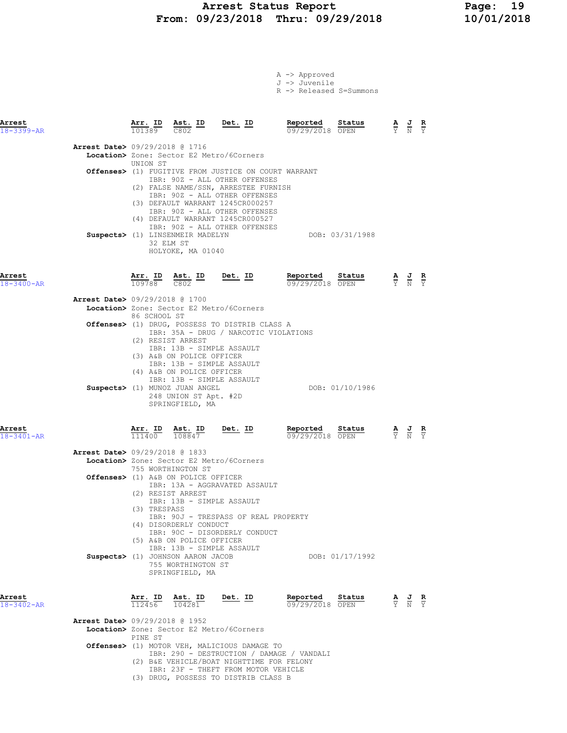A -> Approved
J -> Juvenile
R -> Released S=Summons

| Arrest | Arr. ID | Ast. ID | Det. ID | Reported | Status | A | J | R |
|---|---|---|---|---|---|---|---|---|
| 18-3399-AR | 101389 | C802 | | 09/29/2018 | OPEN | Y | N | Y |

**Arrest Date>** 09/29/2018 @ 1716
**Location>** Zone: Sector E2 Metro/6Corners
UNION ST
**Offenses>** (1) FUGITIVE FROM JUSTICE ON COURT WARRANT
IBR: 90Z - ALL OTHER OFFENSES
(2) FALSE NAME/SSN, ARRESTEE FURNISH
IBR: 90Z - ALL OTHER OFFENSES
(3) DEFAULT WARRANT 1245CR000257
IBR: 90Z - ALL OTHER OFFENSES
(4) DEFAULT WARRANT 1245CR000527
IBR: 90Z - ALL OTHER OFFENSES
**Suspects>** (1) LINSENMEIR MADELYN DOB: 03/31/1988
32 ELM ST
HOLYOKE, MA 01040

| Arrest | Arr. ID | Ast. ID | Det. ID | Reported | Status | A | J | R |
|---|---|---|---|---|---|---|---|---|
| 18-3400-AR | 109788 | C802 | | 09/29/2018 | OPEN | Y | N | Y |

**Arrest Date>** 09/29/2018 @ 1700
**Location>** Zone: Sector E2 Metro/6Corners
86 SCHOOL ST
**Offenses>** (1) DRUG, POSSESS TO DISTRIB CLASS A
IBR: 35A - DRUG / NARCOTIC VIOLATIONS
(2) RESIST ARREST
IBR: 13B - SIMPLE ASSAULT
(3) A&B ON POLICE OFFICER
IBR: 13B - SIMPLE ASSAULT
(4) A&B ON POLICE OFFICER
IBR: 13B - SIMPLE ASSAULT
**Suspects>** (1) MUNOZ JUAN ANGEL DOB: 01/10/1986
248 UNION ST Apt. #2D
SPRINGFIELD, MA

| Arrest | Arr. ID | Ast. ID | Det. ID | Reported | Status | A | J | R |
|---|---|---|---|---|---|---|---|---|
| 18-3401-AR | 111400 | 108847 | | 09/29/2018 | OPEN | Y | N | Y |

**Arrest Date>** 09/29/2018 @ 1833
**Location>** Zone: Sector E2 Metro/6Corners
755 WORTHINGTON ST
**Offenses>** (1) A&B ON POLICE OFFICER
IBR: 13A - AGGRAVATED ASSAULT
(2) RESIST ARREST
IBR: 13B - SIMPLE ASSAULT
(3) TRESPASS
IBR: 90J - TRESPASS OF REAL PROPERTY
(4) DISORDERLY CONDUCT
IBR: 90C - DISORDERLY CONDUCT
(5) A&B ON POLICE OFFICER
IBR: 13B - SIMPLE ASSAULT
**Suspects>** (1) JOHNSON AARON JACOB DOB: 01/17/1992
755 WORTHINGTON ST
SPRINGFIELD, MA

| Arrest | Arr. ID | Ast. ID | Det. ID | Reported | Status | A | J | R |
|---|---|---|---|---|---|---|---|---|
| 18-3402-AR | 112456 | 104281 | | 09/29/2018 | OPEN | Y | N | Y |

**Arrest Date>** 09/29/2018 @ 1952
**Location>** Zone: Sector E2 Metro/6Corners
PINE ST
**Offenses>** (1) MOTOR VEH, MALICIOUS DAMAGE TO
IBR: 290 - DESTRUCTION / DAMAGE / VANDALI
(2) B&E VEHICLE/BOAT NIGHTTIME FOR FELONY
IBR: 23F - THEFT FROM MOTOR VEHICLE
(3) DRUG, POSSESS TO DISTRIB CLASS B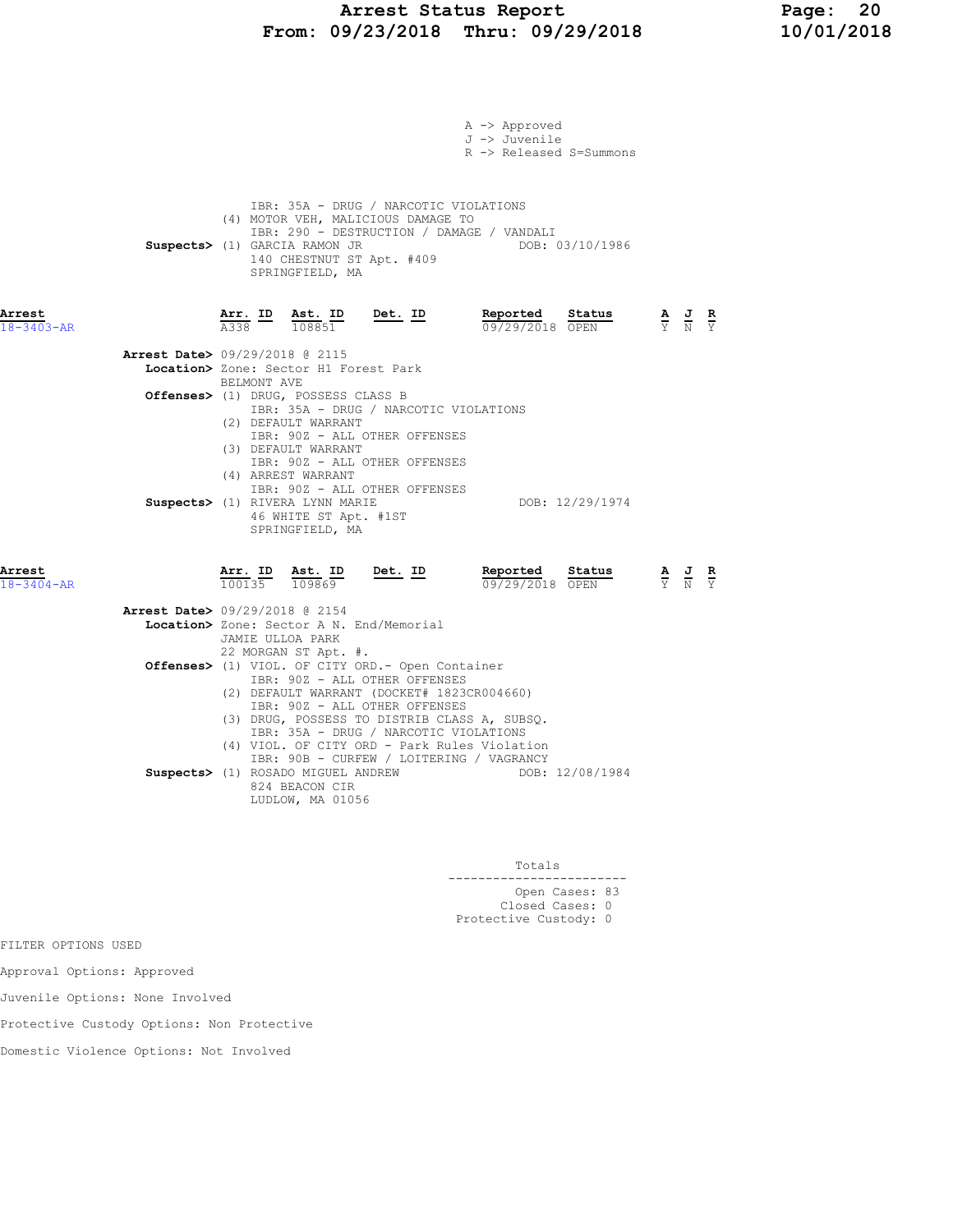A -> Approved
J -> Juvenile
R -> Released S=Summons

IBR: 35A - DRUG / NARCOTIC VIOLATIONS
(4) MOTOR VEH, MALICIOUS DAMAGE TO
IBR: 290 - DESTRUCTION / DAMAGE / VANDALI

**Suspects>** (1) GARCIA RAMON JR DOB: 03/10/1986
140 CHESTNUT ST Apt. #409
SPRINGFIELD, MA

| Arrest | Arr. ID | Ast. ID | Det. ID | Reported | Status | A | J | R |
|---|---|---|---|---|---|---|---|---|
| 18-3403-AR | A338 | 108851 | | 09/29/2018 | OPEN | Y | N | Y |

**Arrest Date>** 09/29/2018 @ 2115
**Location>** Zone: Sector H1 Forest Park
BELMONT AVE
**Offenses>** (1) DRUG, POSSESS CLASS B
IBR: 35A - DRUG / NARCOTIC VIOLATIONS
(2) DEFAULT WARRANT
IBR: 90Z - ALL OTHER OFFENSES
(3) DEFAULT WARRANT
IBR: 90Z - ALL OTHER OFFENSES
(4) ARREST WARRANT
IBR: 90Z - ALL OTHER OFFENSES
**Suspects>** (1) RIVERA LYNN MARIE DOB: 12/29/1974
46 WHITE ST Apt. #1ST
SPRINGFIELD, MA

| Arrest | Arr. ID | Ast. ID | Det. ID | Reported | Status | A | J | R |
|---|---|---|---|---|---|---|---|---|
| 18-3404-AR | 100135 | 109869 | | 09/29/2018 | OPEN | Y | N | Y |

**Arrest Date>** 09/29/2018 @ 2154
**Location>** Zone: Sector A N. End/Memorial
JAMIE ULLOA PARK
22 MORGAN ST Apt. #.
**Offenses>** (1) VIOL. OF CITY ORD.- Open Container
IBR: 90Z - ALL OTHER OFFENSES
(2) DEFAULT WARRANT (DOCKET# 1823CR004660)
IBR: 90Z - ALL OTHER OFFENSES
(3) DRUG, POSSESS TO DISTRIB CLASS A, SUBSQ.
IBR: 35A - DRUG / NARCOTIC VIOLATIONS
(4) VIOL. OF CITY ORD - Park Rules Violation
IBR: 90B - CURFEW / LOITERING / VAGRANCY
**Suspects>** (1) ROSADO MIGUEL ANDREW DOB: 12/08/1984
824 BEACON CIR
LUDLOW, MA 01056

Totals

Open Cases: 83
Closed Cases: 0
Protective Custody: 0

FILTER OPTIONS USED

Approval Options: Approved

Juvenile Options: None Involved

Protective Custody Options: Non Protective

Domestic Violence Options: Not Involved